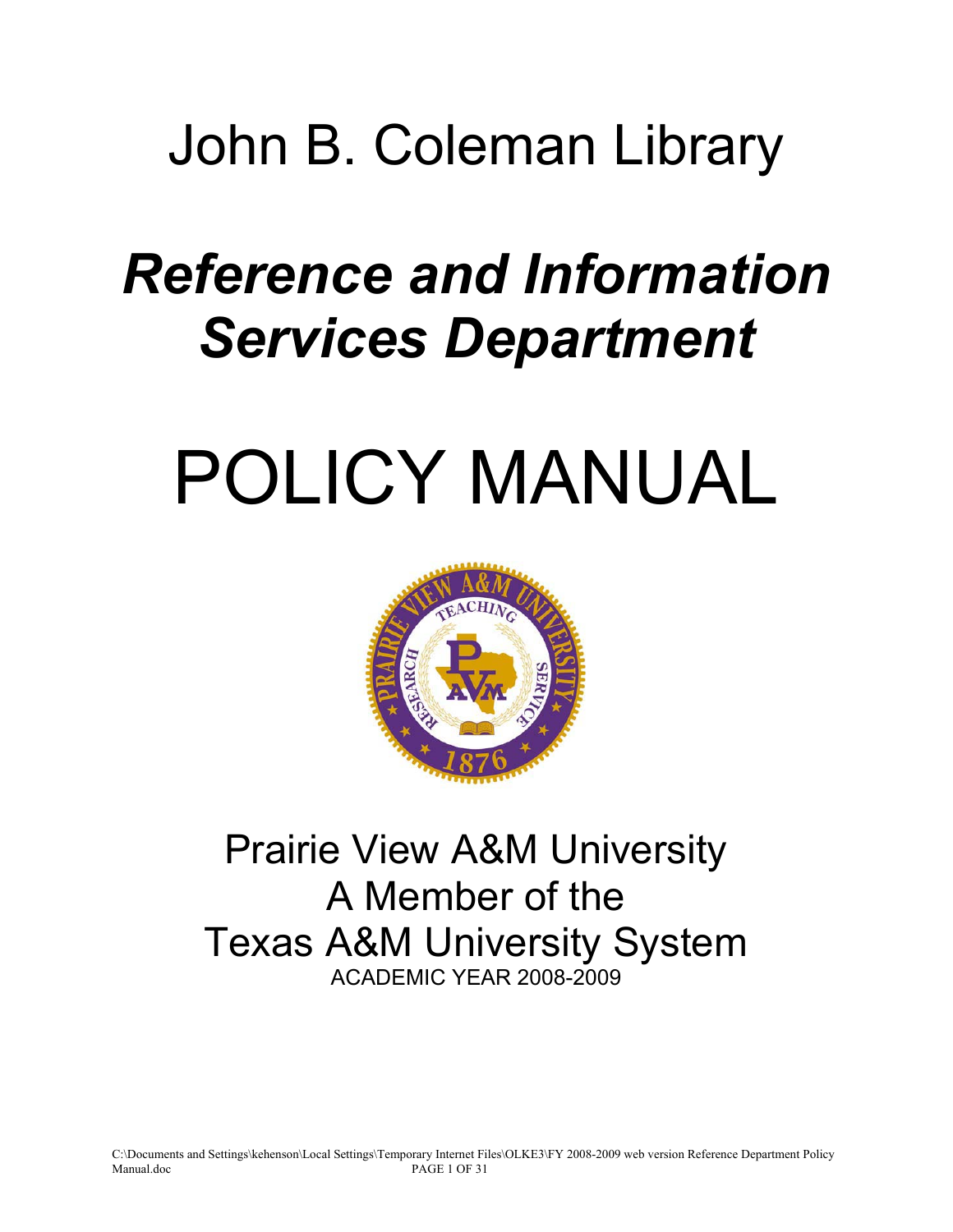# John B. Coleman Library

## *Reference and Information Services Department*

# POLICY MANUAL

Prairie View A&M University
A Member of the
Texas A&M University System
ACADEMIC YEAR 2008-2009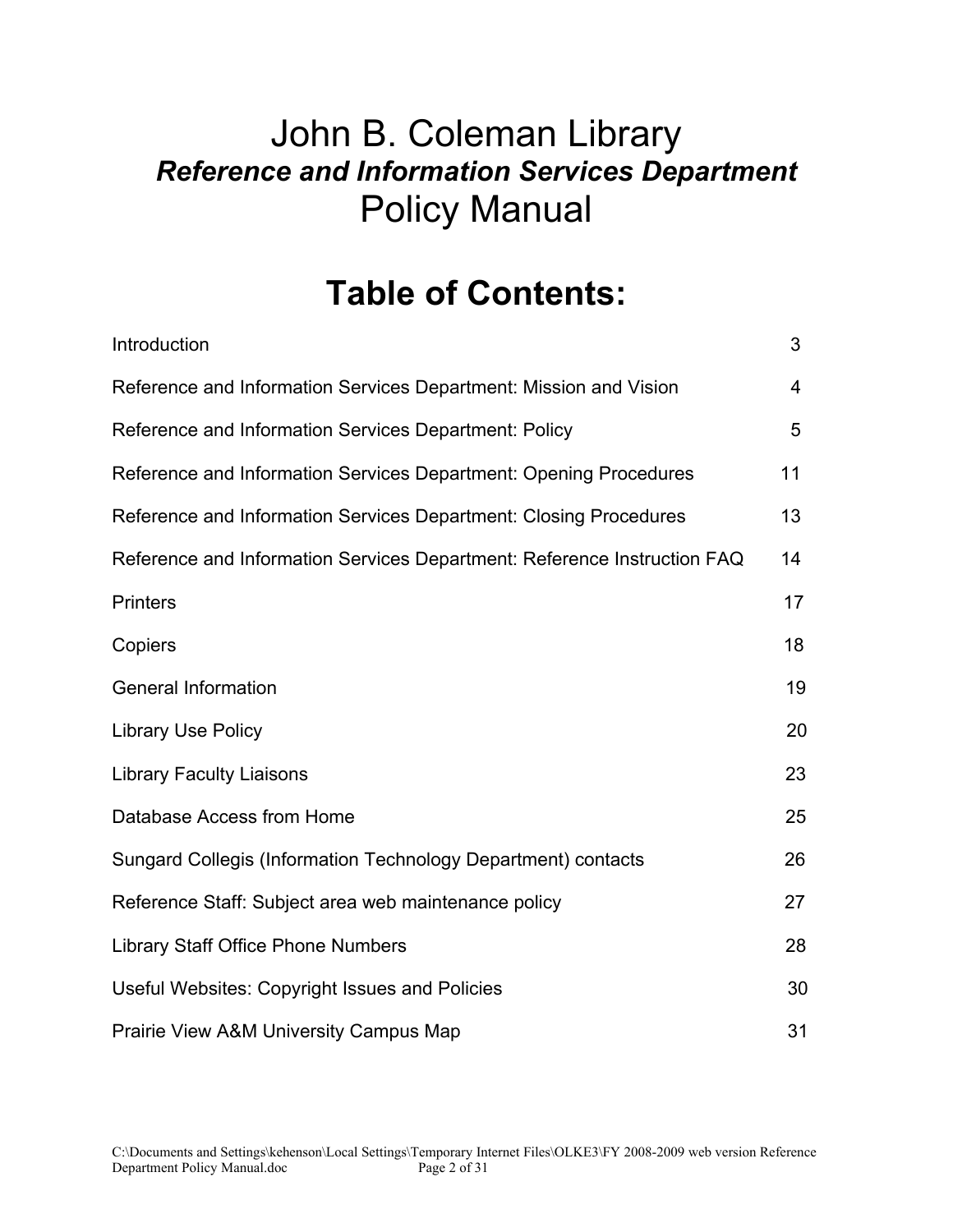# John B. Coleman Library
## ***Reference and Information Services Department***
## Policy Manual

# Table of Contents:

| | |
|---|---|
| Introduction | 3 |
| Reference and Information Services Department: Mission and Vision | 4 |
| Reference and Information Services Department: Policy | 5 |
| Reference and Information Services Department: Opening Procedures | 11 |
| Reference and Information Services Department: Closing Procedures | 13 |
| Reference and Information Services Department: Reference Instruction FAQ | 14 |
| Printers | 17 |
| Copiers | 18 |
| General Information | 19 |
| Library Use Policy | 20 |
| Library Faculty Liaisons | 23 |
| Database Access from Home | 25 |
| Sungard Collegis (Information Technology Department) contacts | 26 |
| Reference Staff: Subject area web maintenance policy | 27 |
| Library Staff Office Phone Numbers | 28 |
| Useful Websites: Copyright Issues and Policies | 30 |
| Prairie View A&M University Campus Map | 31 |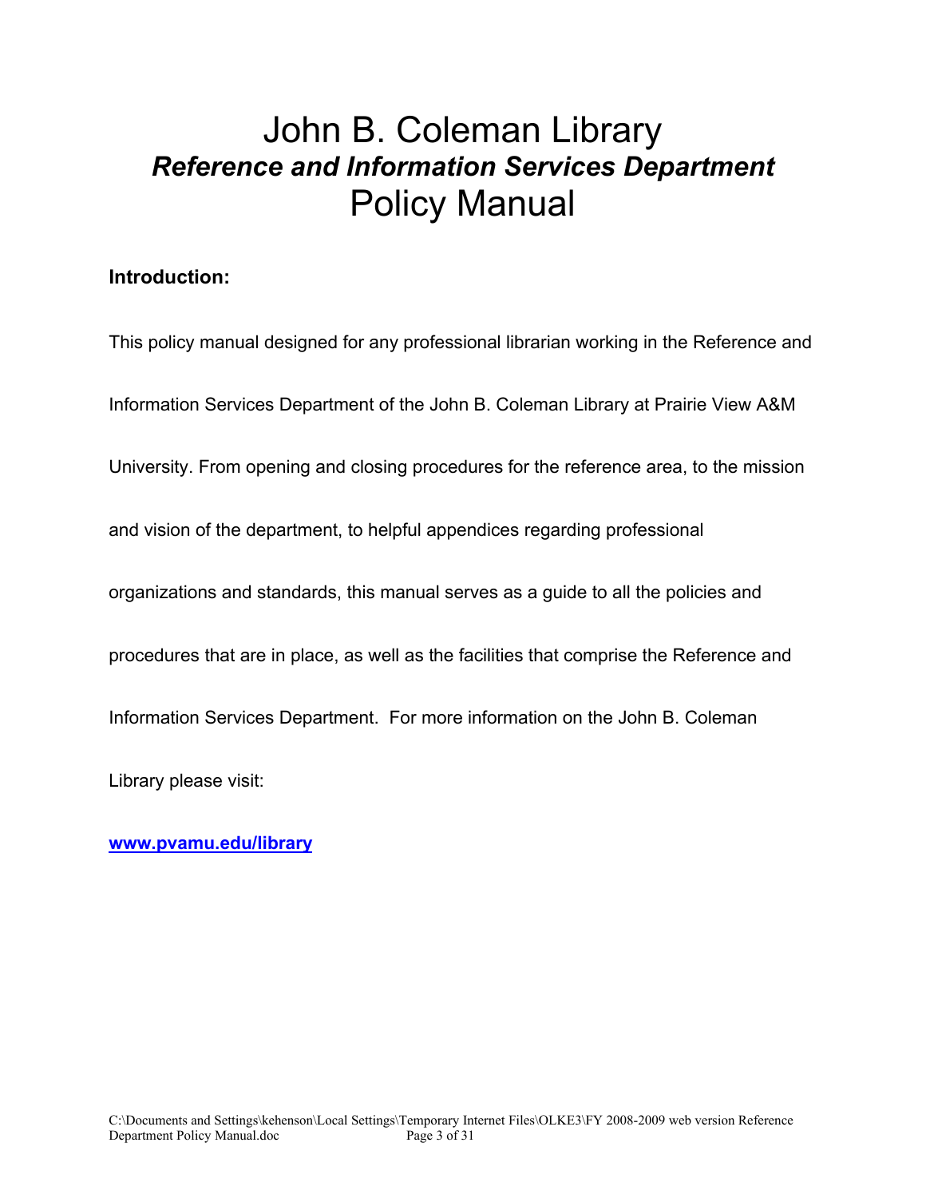# John B. Coleman Library
## *Reference and Information Services Department*
# Policy Manual

**Introduction:**

This policy manual designed for any professional librarian working in the Reference and Information Services Department of the John B. Coleman Library at Prairie View A&M University. From opening and closing procedures for the reference area, to the mission and vision of the department, to helpful appendices regarding professional organizations and standards, this manual serves as a guide to all the policies and procedures that are in place, as well as the facilities that comprise the Reference and Information Services Department. For more information on the John B. Coleman Library please visit:

**www.pvamu.edu/library**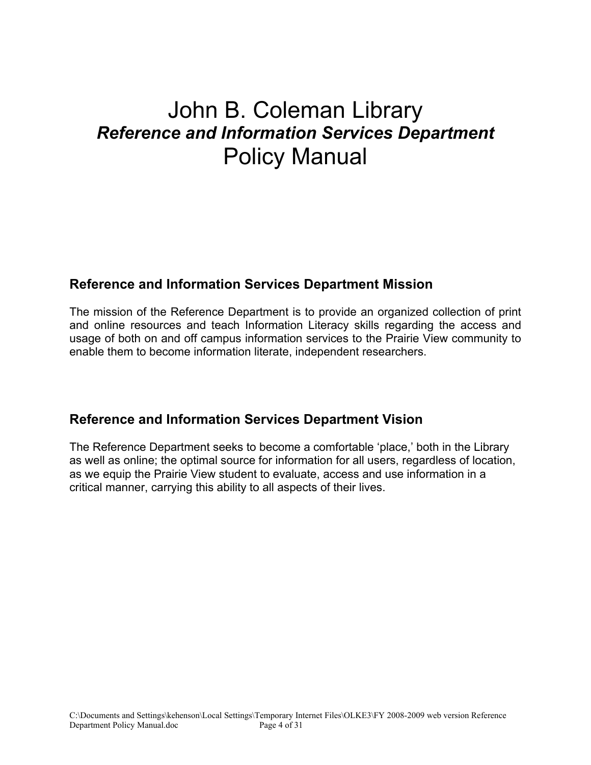# John B. Coleman Library

## *Reference and Information Services Department*

# Policy Manual

### Reference and Information Services Department Mission

The mission of the Reference Department is to provide an organized collection of print and online resources and teach Information Literacy skills regarding the access and usage of both on and off campus information services to the Prairie View community to enable them to become information literate, independent researchers.

### Reference and Information Services Department Vision

The Reference Department seeks to become a comfortable ‘place,’ both in the Library as well as online; the optimal source for information for all users, regardless of location, as we equip the Prairie View student to evaluate, access and use information in a critical manner, carrying this ability to all aspects of their lives.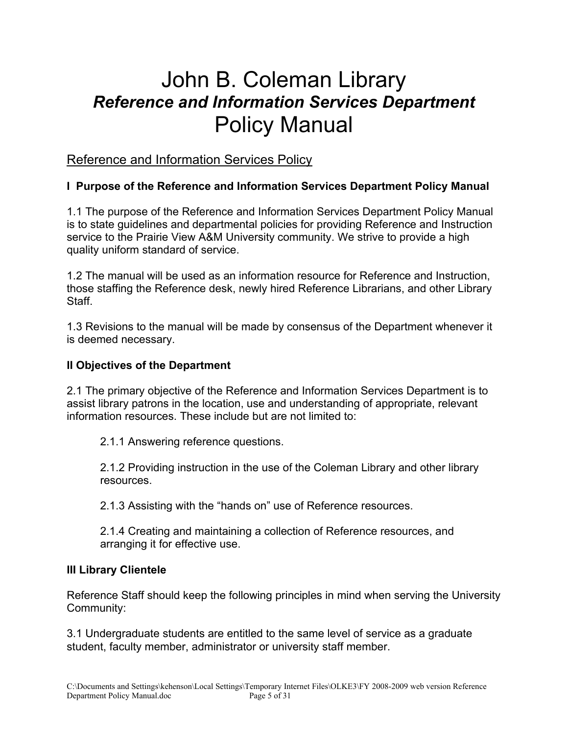# John B. Coleman Library
## *Reference and Information Services Department*
# Policy Manual

## Reference and Information Services Policy

### I Purpose of the Reference and Information Services Department Policy Manual

1.1 The purpose of the Reference and Information Services Department Policy Manual is to state guidelines and departmental policies for providing Reference and Instruction service to the Prairie View A&M University community. We strive to provide a high quality uniform standard of service.

1.2 The manual will be used as an information resource for Reference and Instruction, those staffing the Reference desk, newly hired Reference Librarians, and other Library Staff.

1.3 Revisions to the manual will be made by consensus of the Department whenever it is deemed necessary.

### II Objectives of the Department

2.1 The primary objective of the Reference and Information Services Department is to assist library patrons in the location, use and understanding of appropriate, relevant information resources. These include but are not limited to:

> 2.1.1 Answering reference questions.
>
> 2.1.2 Providing instruction in the use of the Coleman Library and other library resources.
>
> 2.1.3 Assisting with the "hands on" use of Reference resources.
>
> 2.1.4 Creating and maintaining a collection of Reference resources, and arranging it for effective use.

### III Library Clientele

Reference Staff should keep the following principles in mind when serving the University Community:

3.1 Undergraduate students are entitled to the same level of service as a graduate student, faculty member, administrator or university staff member.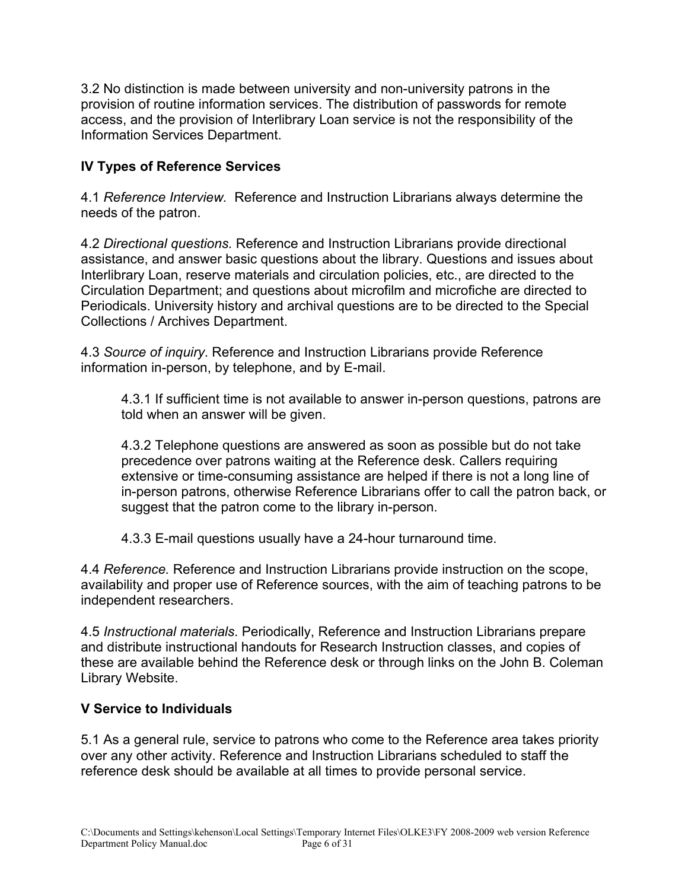3.2 No distinction is made between university and non-university patrons in the provision of routine information services. The distribution of passwords for remote access, and the provision of Interlibrary Loan service is not the responsibility of the Information Services Department.

## IV Types of Reference Services

4.1 *Reference Interview.* Reference and Instruction Librarians always determine the needs of the patron.

4.2 *Directional questions.* Reference and Instruction Librarians provide directional assistance, and answer basic questions about the library. Questions and issues about Interlibrary Loan, reserve materials and circulation policies, etc., are directed to the Circulation Department; and questions about microfilm and microfiche are directed to Periodicals. University history and archival questions are to be directed to the Special Collections / Archives Department.

4.3 *Source of inquiry*. Reference and Instruction Librarians provide Reference information in-person, by telephone, and by E-mail.

> 4.3.1 If sufficient time is not available to answer in-person questions, patrons are told when an answer will be given.
>
> 4.3.2 Telephone questions are answered as soon as possible but do not take precedence over patrons waiting at the Reference desk. Callers requiring extensive or time-consuming assistance are helped if there is not a long line of in-person patrons, otherwise Reference Librarians offer to call the patron back, or suggest that the patron come to the library in-person.
>
> 4.3.3 E-mail questions usually have a 24-hour turnaround time.

4.4 *Reference.* Reference and Instruction Librarians provide instruction on the scope, availability and proper use of Reference sources, with the aim of teaching patrons to be independent researchers.

4.5 *Instructional materials*. Periodically, Reference and Instruction Librarians prepare and distribute instructional handouts for Research Instruction classes, and copies of these are available behind the Reference desk or through links on the John B. Coleman Library Website.

## V Service to Individuals

5.1 As a general rule, service to patrons who come to the Reference area takes priority over any other activity. Reference and Instruction Librarians scheduled to staff the reference desk should be available at all times to provide personal service.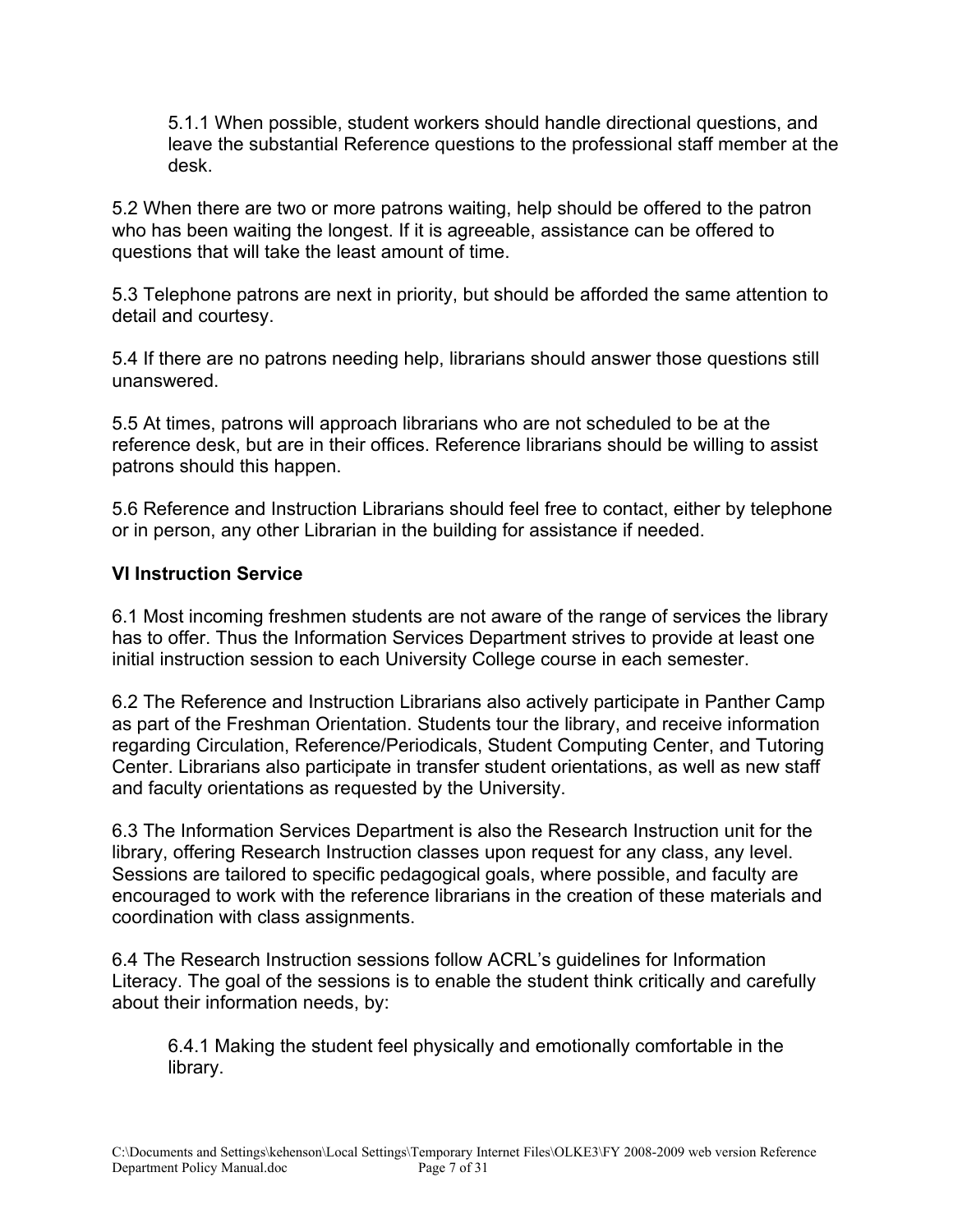5.1.1 When possible, student workers should handle directional questions, and leave the substantial Reference questions to the professional staff member at the desk.

5.2 When there are two or more patrons waiting, help should be offered to the patron who has been waiting the longest. If it is agreeable, assistance can be offered to questions that will take the least amount of time.

5.3 Telephone patrons are next in priority, but should be afforded the same attention to detail and courtesy.

5.4 If there are no patrons needing help, librarians should answer those questions still unanswered.

5.5 At times, patrons will approach librarians who are not scheduled to be at the reference desk, but are in their offices. Reference librarians should be willing to assist patrons should this happen.

5.6 Reference and Instruction Librarians should feel free to contact, either by telephone or in person, any other Librarian in the building for assistance if needed.

## VI Instruction Service

6.1 Most incoming freshmen students are not aware of the range of services the library has to offer. Thus the Information Services Department strives to provide at least one initial instruction session to each University College course in each semester.

6.2 The Reference and Instruction Librarians also actively participate in Panther Camp as part of the Freshman Orientation. Students tour the library, and receive information regarding Circulation, Reference/Periodicals, Student Computing Center, and Tutoring Center. Librarians also participate in transfer student orientations, as well as new staff and faculty orientations as requested by the University.

6.3 The Information Services Department is also the Research Instruction unit for the library, offering Research Instruction classes upon request for any class, any level. Sessions are tailored to specific pedagogical goals, where possible, and faculty are encouraged to work with the reference librarians in the creation of these materials and coordination with class assignments.

6.4 The Research Instruction sessions follow ACRL's guidelines for Information Literacy. The goal of the sessions is to enable the student think critically and carefully about their information needs, by:

6.4.1 Making the student feel physically and emotionally comfortable in the library.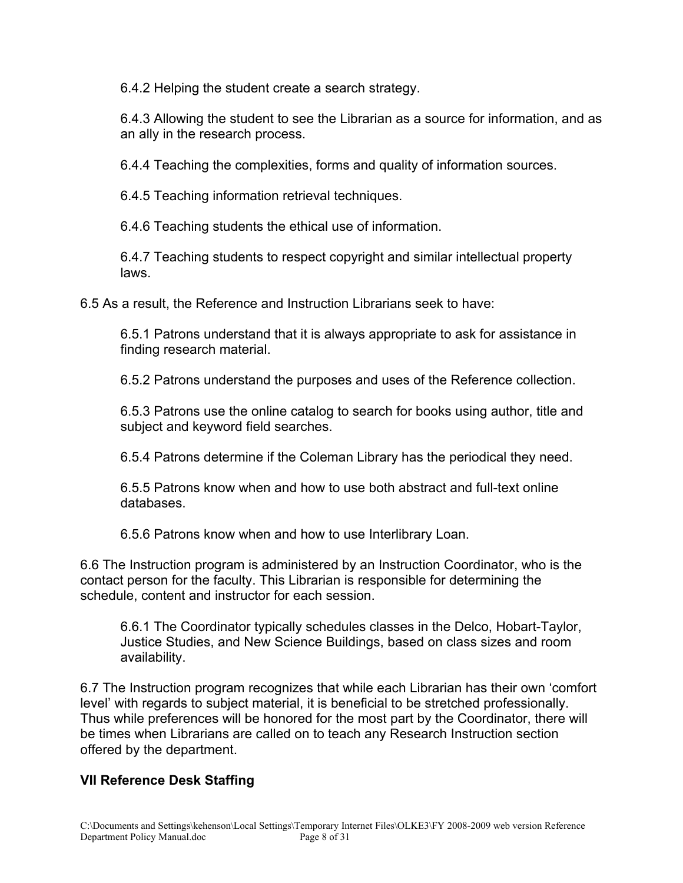6.4.2 Helping the student create a search strategy.

6.4.3 Allowing the student to see the Librarian as a source for information, and as an ally in the research process.

6.4.4 Teaching the complexities, forms and quality of information sources.

6.4.5 Teaching information retrieval techniques.

6.4.6 Teaching students the ethical use of information.

6.4.7 Teaching students to respect copyright and similar intellectual property laws.

6.5 As a result, the Reference and Instruction Librarians seek to have:

6.5.1 Patrons understand that it is always appropriate to ask for assistance in finding research material.

6.5.2 Patrons understand the purposes and uses of the Reference collection.

6.5.3 Patrons use the online catalog to search for books using author, title and subject and keyword field searches.

6.5.4 Patrons determine if the Coleman Library has the periodical they need.

6.5.5 Patrons know when and how to use both abstract and full-text online databases.

6.5.6 Patrons know when and how to use Interlibrary Loan.

6.6 The Instruction program is administered by an Instruction Coordinator, who is the contact person for the faculty. This Librarian is responsible for determining the schedule, content and instructor for each session.

6.6.1 The Coordinator typically schedules classes in the Delco, Hobart-Taylor, Justice Studies, and New Science Buildings, based on class sizes and room availability.

6.7 The Instruction program recognizes that while each Librarian has their own 'comfort level' with regards to subject material, it is beneficial to be stretched professionally. Thus while preferences will be honored for the most part by the Coordinator, there will be times when Librarians are called on to teach any Research Instruction section offered by the department.

## VII Reference Desk Staffing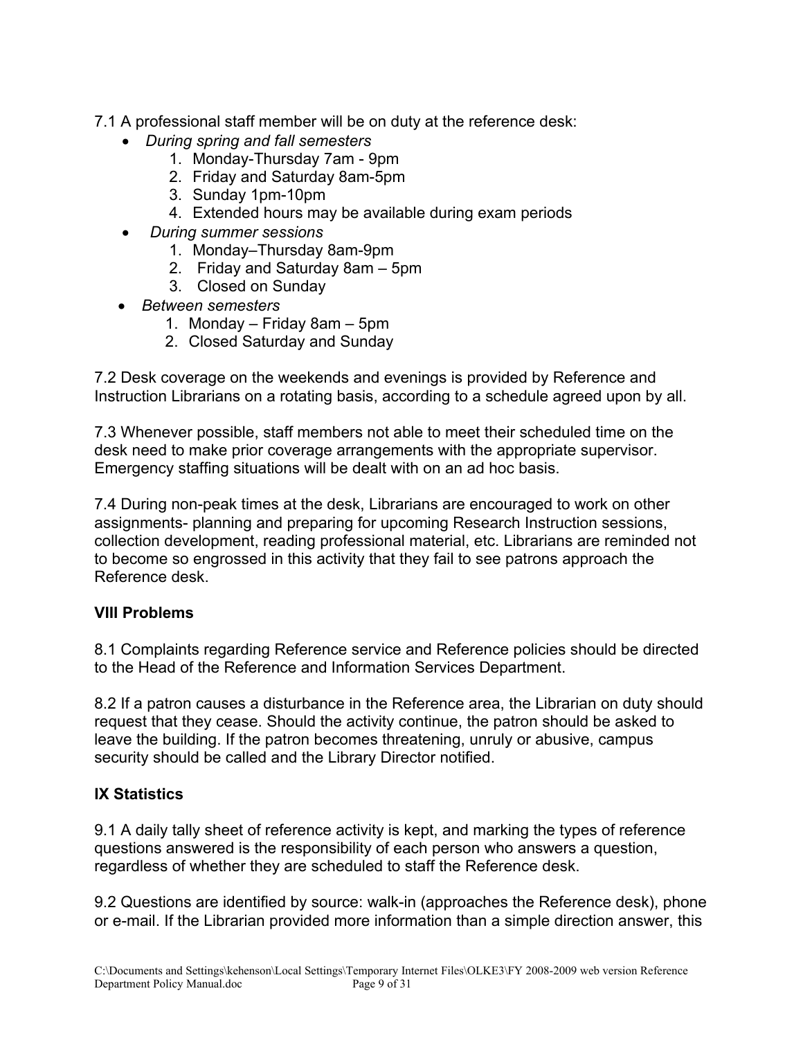7.1 A professional staff member will be on duty at the reference desk:

- *During spring and fall semesters*
    1. Monday-Thursday 7am - 9pm
    2. Friday and Saturday 8am-5pm
    3. Sunday 1pm-10pm
    4. Extended hours may be available during exam periods
- *During summer sessions*
    1. Monday–Thursday 8am-9pm
    2. Friday and Saturday 8am – 5pm
    3. Closed on Sunday
- *Between semesters*
    1. Monday – Friday 8am – 5pm
    2. Closed Saturday and Sunday

7.2 Desk coverage on the weekends and evenings is provided by Reference and Instruction Librarians on a rotating basis, according to a schedule agreed upon by all.

7.3 Whenever possible, staff members not able to meet their scheduled time on the desk need to make prior coverage arrangements with the appropriate supervisor. Emergency staffing situations will be dealt with on an ad hoc basis.

7.4 During non-peak times at the desk, Librarians are encouraged to work on other assignments- planning and preparing for upcoming Research Instruction sessions, collection development, reading professional material, etc. Librarians are reminded not to become so engrossed in this activity that they fail to see patrons approach the Reference desk.

## VIII Problems

8.1 Complaints regarding Reference service and Reference policies should be directed to the Head of the Reference and Information Services Department.

8.2 If a patron causes a disturbance in the Reference area, the Librarian on duty should request that they cease. Should the activity continue, the patron should be asked to leave the building. If the patron becomes threatening, unruly or abusive, campus security should be called and the Library Director notified.

## IX Statistics

9.1 A daily tally sheet of reference activity is kept, and marking the types of reference questions answered is the responsibility of each person who answers a question, regardless of whether they are scheduled to staff the Reference desk.

9.2 Questions are identified by source: walk-in (approaches the Reference desk), phone or e-mail. If the Librarian provided more information than a simple direction answer, this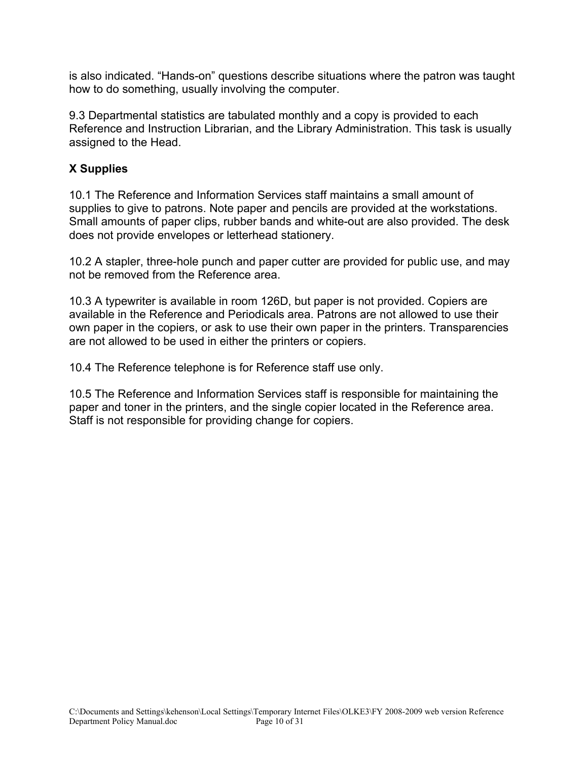is also indicated. "Hands-on" questions describe situations where the patron was taught how to do something, usually involving the computer.

9.3 Departmental statistics are tabulated monthly and a copy is provided to each Reference and Instruction Librarian, and the Library Administration. This task is usually assigned to the Head.

## X Supplies

10.1 The Reference and Information Services staff maintains a small amount of supplies to give to patrons. Note paper and pencils are provided at the workstations. Small amounts of paper clips, rubber bands and white-out are also provided. The desk does not provide envelopes or letterhead stationery.

10.2 A stapler, three-hole punch and paper cutter are provided for public use, and may not be removed from the Reference area.

10.3 A typewriter is available in room 126D, but paper is not provided. Copiers are available in the Reference and Periodicals area. Patrons are not allowed to use their own paper in the copiers, or ask to use their own paper in the printers. Transparencies are not allowed to be used in either the printers or copiers.

10.4 The Reference telephone is for Reference staff use only.

10.5 The Reference and Information Services staff is responsible for maintaining the paper and toner in the printers, and the single copier located in the Reference area. Staff is not responsible for providing change for copiers.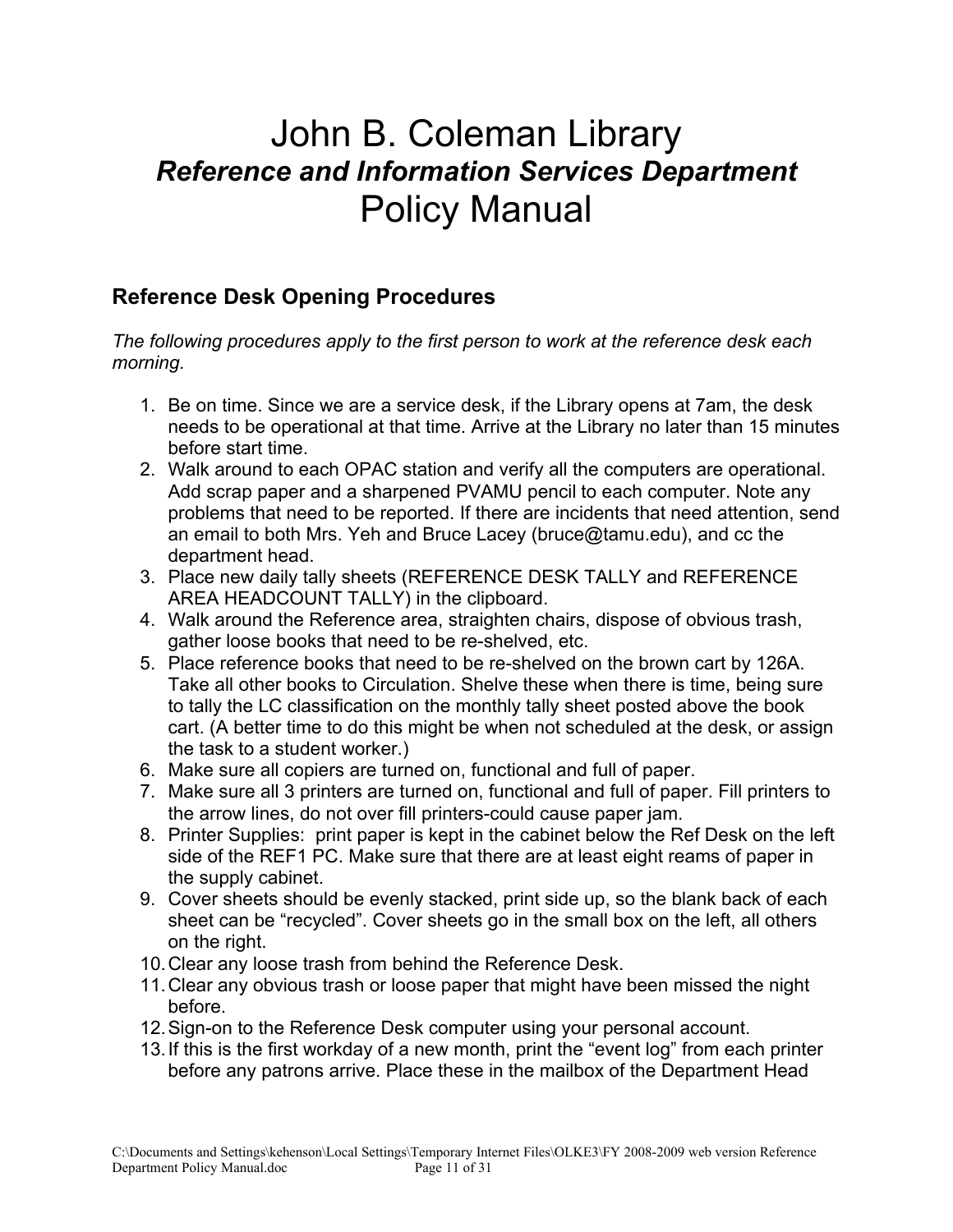# John B. Coleman Library

## *Reference and Information Services Department*

# Policy Manual

### Reference Desk Opening Procedures

*The following procedures apply to the first person to work at the reference desk each morning.*

1. Be on time. Since we are a service desk, if the Library opens at 7am, the desk needs to be operational at that time. Arrive at the Library no later than 15 minutes before start time.
2. Walk around to each OPAC station and verify all the computers are operational. Add scrap paper and a sharpened PVAMU pencil to each computer. Note any problems that need to be reported. If there are incidents that need attention, send an email to both Mrs. Yeh and Bruce Lacey (bruce@tamu.edu), and cc the department head.
3. Place new daily tally sheets (REFERENCE DESK TALLY and REFERENCE AREA HEADCOUNT TALLY) in the clipboard.
4. Walk around the Reference area, straighten chairs, dispose of obvious trash, gather loose books that need to be re-shelved, etc.
5. Place reference books that need to be re-shelved on the brown cart by 126A. Take all other books to Circulation. Shelve these when there is time, being sure to tally the LC classification on the monthly tally sheet posted above the book cart. (A better time to do this might be when not scheduled at the desk, or assign the task to a student worker.)
6. Make sure all copiers are turned on, functional and full of paper.
7. Make sure all 3 printers are turned on, functional and full of paper. Fill printers to the arrow lines, do not over fill printers-could cause paper jam.
8. Printer Supplies: print paper is kept in the cabinet below the Ref Desk on the left side of the REF1 PC. Make sure that there are at least eight reams of paper in the supply cabinet.
9. Cover sheets should be evenly stacked, print side up, so the blank back of each sheet can be "recycled". Cover sheets go in the small box on the left, all others on the right.
10. Clear any loose trash from behind the Reference Desk.
11. Clear any obvious trash or loose paper that might have been missed the night before.
12. Sign-on to the Reference Desk computer using your personal account.
13. If this is the first workday of a new month, print the "event log" from each printer before any patrons arrive. Place these in the mailbox of the Department Head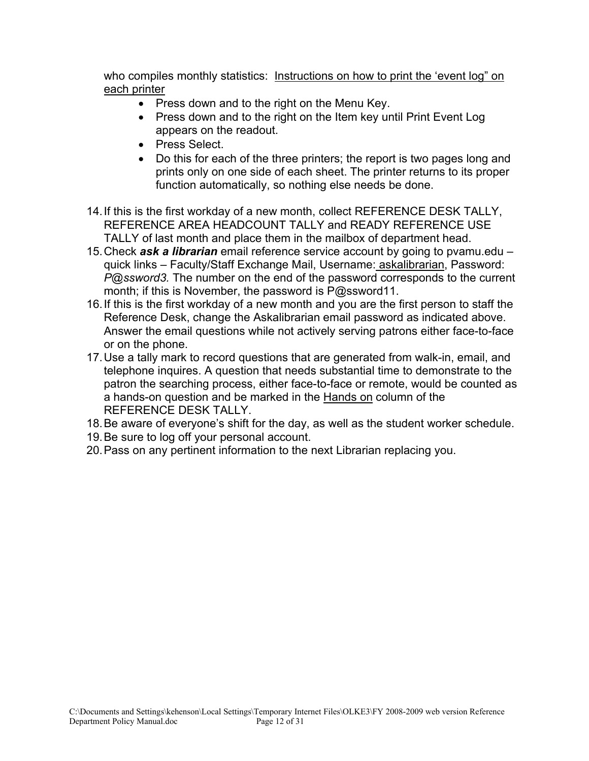who compiles monthly statistics: Instructions on how to print the 'event log" on each printer

- Press down and to the right on the Menu Key.
- Press down and to the right on the Item key until Print Event Log appears on the readout.
- Press Select.
- Do this for each of the three printers; the report is two pages long and prints only on one side of each sheet. The printer returns to its proper function automatically, so nothing else needs be done.

14. If this is the first workday of a new month, collect REFERENCE DESK TALLY, REFERENCE AREA HEADCOUNT TALLY and READY REFERENCE USE TALLY of last month and place them in the mailbox of department head.
15. Check ***ask a librarian*** email reference service account by going to pvamu.edu – quick links – Faculty/Staff Exchange Mail, Username: askalibrarian, Password: *P@ssword3.* The number on the end of the password corresponds to the current month; if this is November, the password is P@ssword11.
16. If this is the first workday of a new month and you are the first person to staff the Reference Desk, change the Askalibrarian email password as indicated above. Answer the email questions while not actively serving patrons either face-to-face or on the phone.
17. Use a tally mark to record questions that are generated from walk-in, email, and telephone inquires. A question that needs substantial time to demonstrate to the patron the searching process, either face-to-face or remote, would be counted as a hands-on question and be marked in the Hands on column of the REFERENCE DESK TALLY.
18. Be aware of everyone's shift for the day, as well as the student worker schedule.
19. Be sure to log off your personal account.
20. Pass on any pertinent information to the next Librarian replacing you.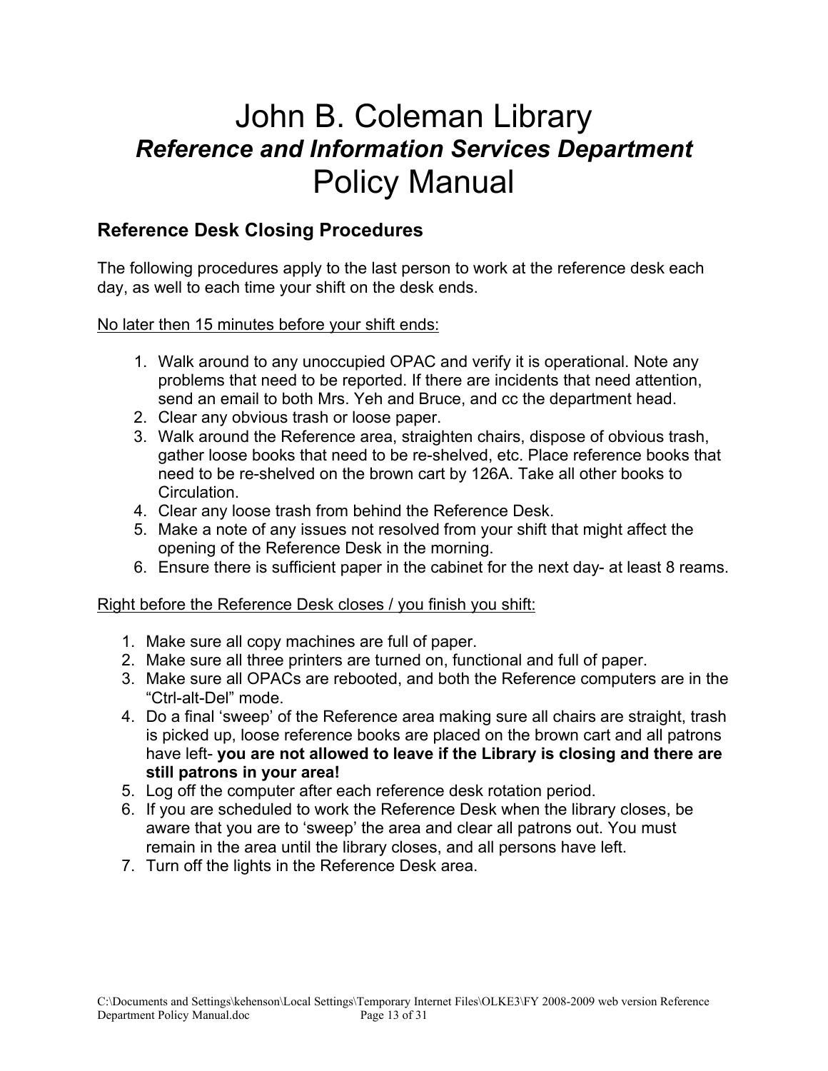# John B. Coleman Library
## *Reference and Information Services Department*
# Policy Manual

## Reference Desk Closing Procedures

The following procedures apply to the last person to work at the reference desk each day, as well to each time your shift on the desk ends.

<u>No later then 15 minutes before your shift ends:</u>

1. Walk around to any unoccupied OPAC and verify it is operational. Note any problems that need to be reported. If there are incidents that need attention, send an email to both Mrs. Yeh and Bruce, and cc the department head.
2. Clear any obvious trash or loose paper.
3. Walk around the Reference area, straighten chairs, dispose of obvious trash, gather loose books that need to be re-shelved, etc. Place reference books that need to be re-shelved on the brown cart by 126A. Take all other books to Circulation.
4. Clear any loose trash from behind the Reference Desk.
5. Make a note of any issues not resolved from your shift that might affect the opening of the Reference Desk in the morning.
6. Ensure there is sufficient paper in the cabinet for the next day- at least 8 reams.

<u>Right before the Reference Desk closes / you finish you shift:</u>

1. Make sure all copy machines are full of paper.
2. Make sure all three printers are turned on, functional and full of paper.
3. Make sure all OPACs are rebooted, and both the Reference computers are in the “Ctrl-alt-Del” mode.
4. Do a final ‘sweep’ of the Reference area making sure all chairs are straight, trash is picked up, loose reference books are placed on the brown cart and all patrons have left- **you are not allowed to leave if the Library is closing and there are still patrons in your area!**
5. Log off the computer after each reference desk rotation period.
6. If you are scheduled to work the Reference Desk when the library closes, be aware that you are to ‘sweep’ the area and clear all patrons out. You must remain in the area until the library closes, and all persons have left.
7. Turn off the lights in the Reference Desk area.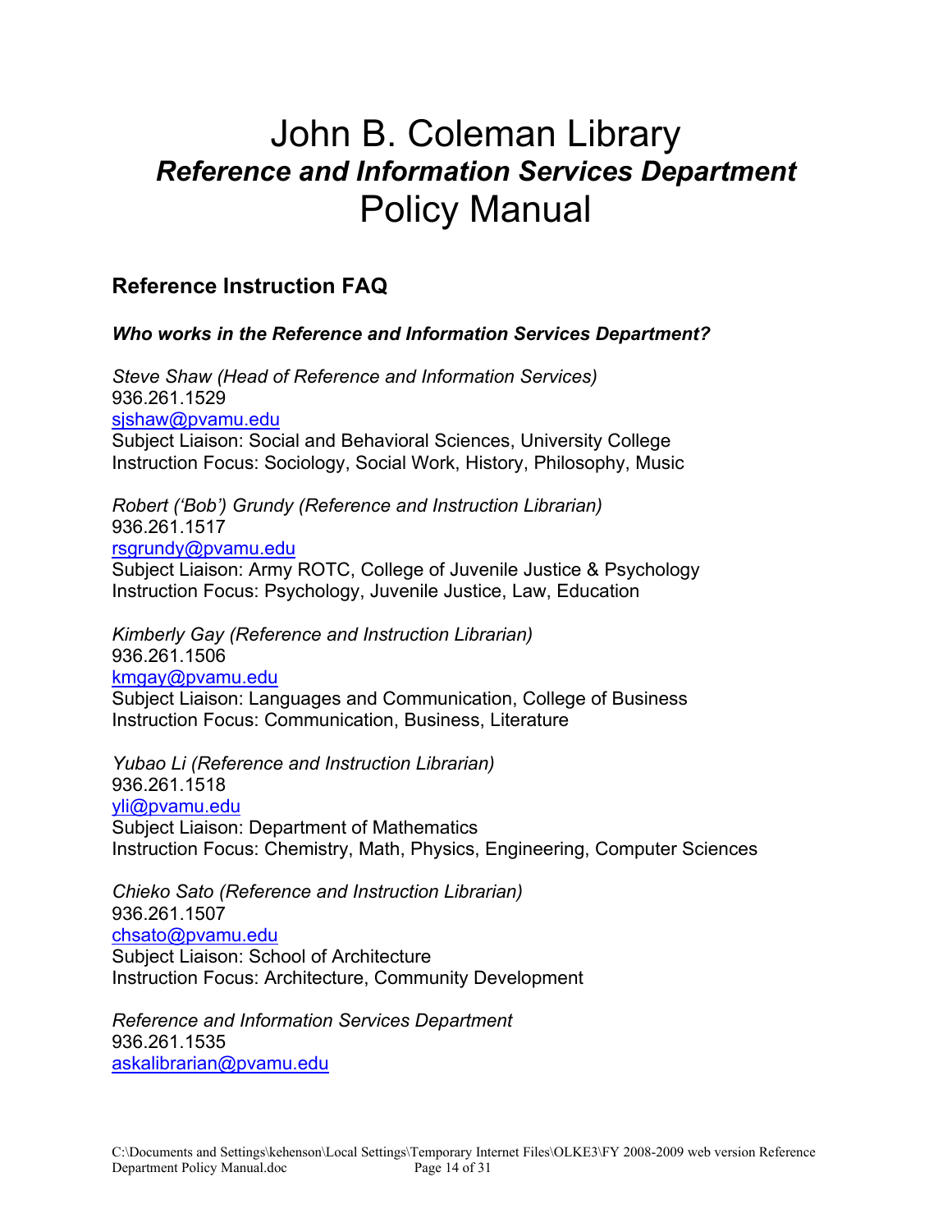# John B. Coleman Library
# *Reference and Information Services Department*
# Policy Manual

## Reference Instruction FAQ

### *Who works in the Reference and Information Services Department?*

*Steve Shaw (Head of Reference and Information Services)*
936.261.1529
sjshaw@pvamu.edu
Subject Liaison: Social and Behavioral Sciences, University College
Instruction Focus: Sociology, Social Work, History, Philosophy, Music

*Robert ('Bob') Grundy (Reference and Instruction Librarian)*
936.261.1517
rsgrundy@pvamu.edu
Subject Liaison: Army ROTC, College of Juvenile Justice & Psychology
Instruction Focus: Psychology, Juvenile Justice, Law, Education

*Kimberly Gay (Reference and Instruction Librarian)*
936.261.1506
kmgay@pvamu.edu
Subject Liaison: Languages and Communication, College of Business
Instruction Focus: Communication, Business, Literature

*Yubao Li (Reference and Instruction Librarian)*
936.261.1518
yli@pvamu.edu
Subject Liaison: Department of Mathematics
Instruction Focus: Chemistry, Math, Physics, Engineering, Computer Sciences

*Chieko Sato (Reference and Instruction Librarian)*
936.261.1507
chsato@pvamu.edu
Subject Liaison: School of Architecture
Instruction Focus: Architecture, Community Development

*Reference and Information Services Department*
936.261.1535
askalibrarian@pvamu.edu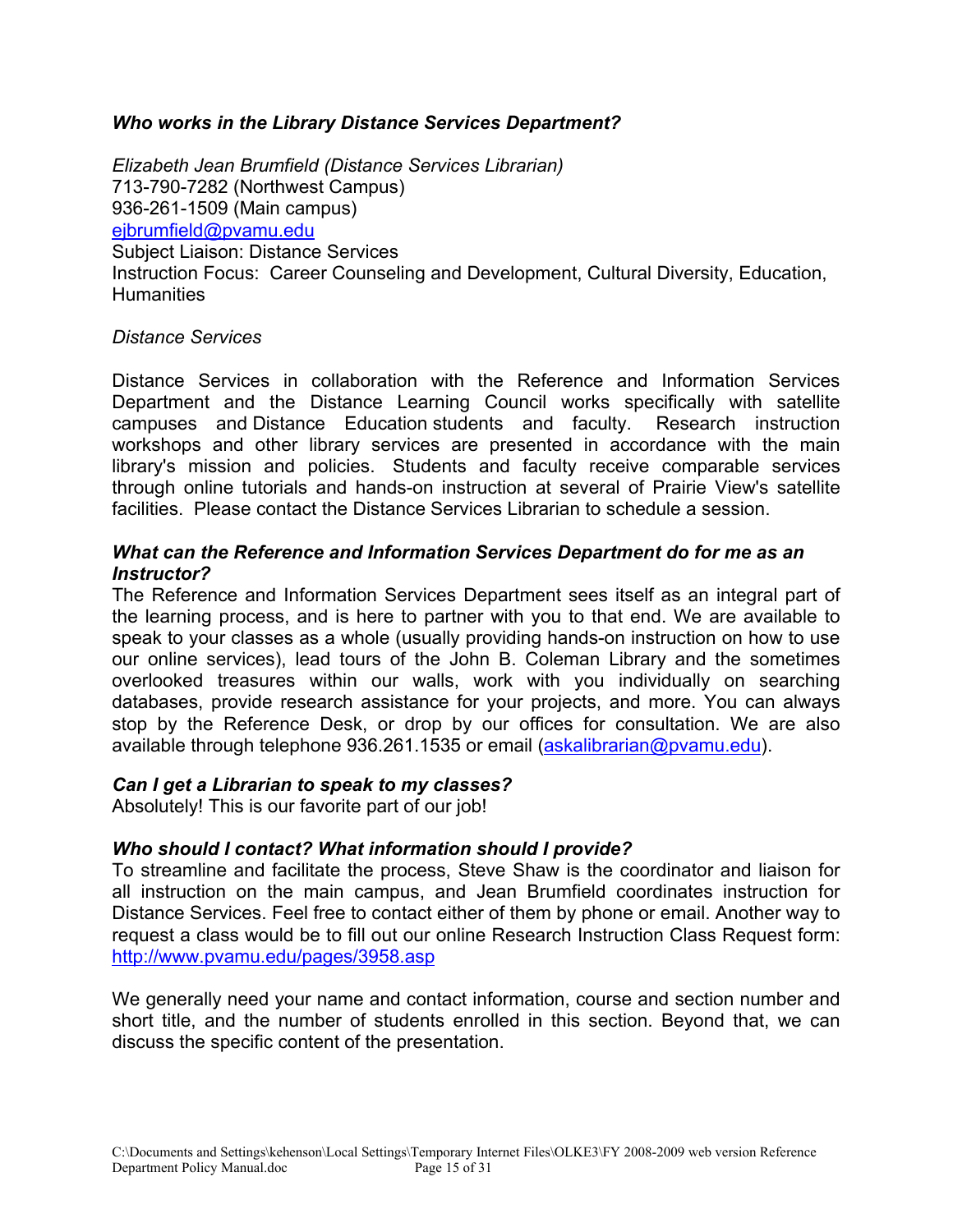### *Who works in the Library Distance Services Department?*

*Elizabeth Jean Brumfield (Distance Services Librarian)*
713-790-7282 (Northwest Campus)
936-261-1509 (Main campus)
ejbrumfield@pvamu.edu
Subject Liaison: Distance Services
Instruction Focus: Career Counseling and Development, Cultural Diversity, Education, Humanities

*Distance Services*

Distance Services in collaboration with the Reference and Information Services Department and the Distance Learning Council works specifically with satellite campuses and Distance Education students and faculty. Research instruction workshops and other library services are presented in accordance with the main library's mission and policies. Students and faculty receive comparable services through online tutorials and hands-on instruction at several of Prairie View's satellite facilities. Please contact the Distance Services Librarian to schedule a session.

### *What can the Reference and Information Services Department do for me as an Instructor?*

The Reference and Information Services Department sees itself as an integral part of the learning process, and is here to partner with you to that end. We are available to speak to your classes as a whole (usually providing hands-on instruction on how to use our online services), lead tours of the John B. Coleman Library and the sometimes overlooked treasures within our walls, work with you individually on searching databases, provide research assistance for your projects, and more. You can always stop by the Reference Desk, or drop by our offices for consultation. We are also available through telephone 936.261.1535 or email (askalibrarian@pvamu.edu).

### *Can I get a Librarian to speak to my classes?*

Absolutely! This is our favorite part of our job!

### *Who should I contact? What information should I provide?*

To streamline and facilitate the process, Steve Shaw is the coordinator and liaison for all instruction on the main campus, and Jean Brumfield coordinates instruction for Distance Services. Feel free to contact either of them by phone or email. Another way to request a class would be to fill out our online Research Instruction Class Request form: http://www.pvamu.edu/pages/3958.asp

We generally need your name and contact information, course and section number and short title, and the number of students enrolled in this section. Beyond that, we can discuss the specific content of the presentation.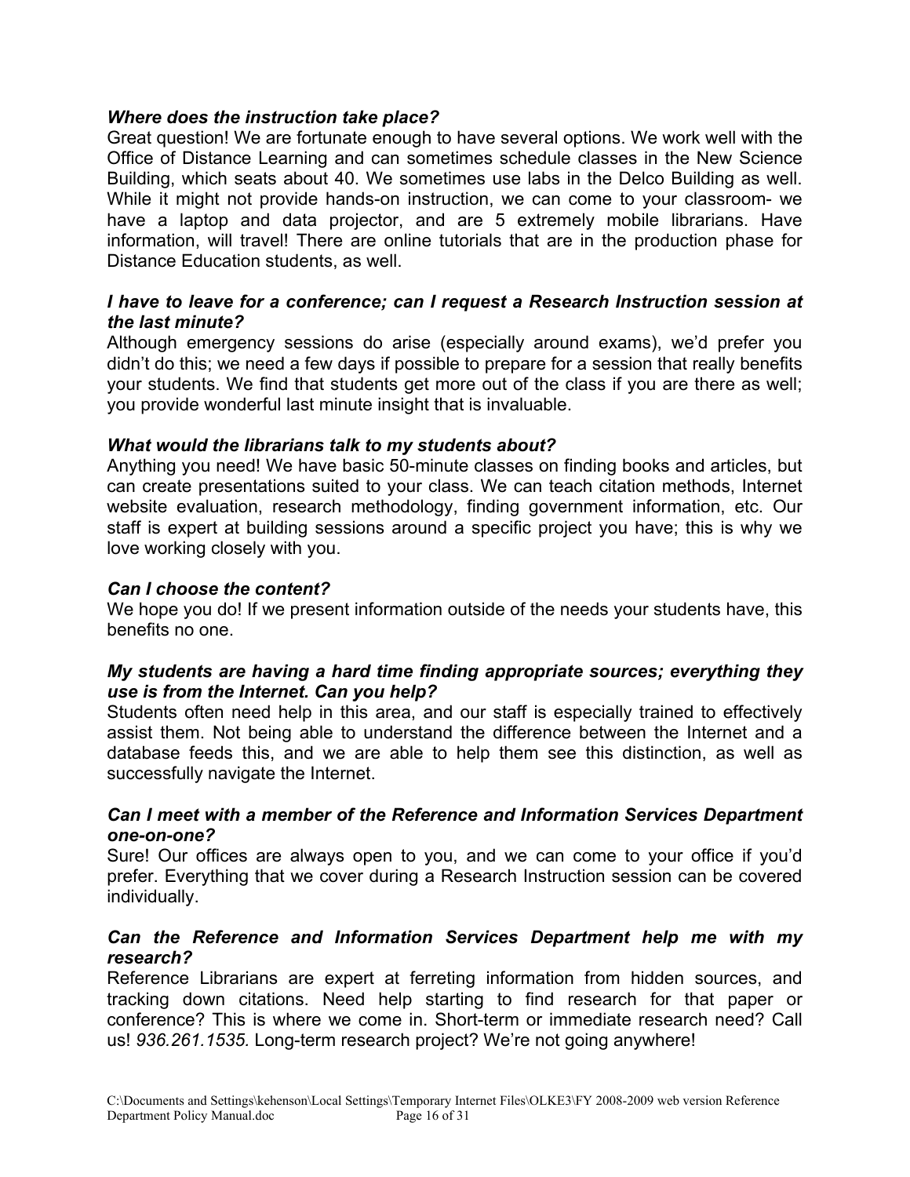***Where does the instruction take place?***

Great question! We are fortunate enough to have several options. We work well with the Office of Distance Learning and can sometimes schedule classes in the New Science Building, which seats about 40. We sometimes use labs in the Delco Building as well. While it might not provide hands-on instruction, we can come to your classroom- we have a laptop and data projector, and are 5 extremely mobile librarians. Have information, will travel! There are online tutorials that are in the production phase for Distance Education students, as well.

***I have to leave for a conference; can I request a Research Instruction session at the last minute?***

Although emergency sessions do arise (especially around exams), we'd prefer you didn't do this; we need a few days if possible to prepare for a session that really benefits your students. We find that students get more out of the class if you are there as well; you provide wonderful last minute insight that is invaluable.

***What would the librarians talk to my students about?***

Anything you need! We have basic 50-minute classes on finding books and articles, but can create presentations suited to your class. We can teach citation methods, Internet website evaluation, research methodology, finding government information, etc. Our staff is expert at building sessions around a specific project you have; this is why we love working closely with you.

***Can I choose the content?***

We hope you do! If we present information outside of the needs your students have, this benefits no one.

***My students are having a hard time finding appropriate sources; everything they use is from the Internet. Can you help?***

Students often need help in this area, and our staff is especially trained to effectively assist them. Not being able to understand the difference between the Internet and a database feeds this, and we are able to help them see this distinction, as well as successfully navigate the Internet.

***Can I meet with a member of the Reference and Information Services Department one-on-one?***

Sure! Our offices are always open to you, and we can come to your office if you'd prefer. Everything that we cover during a Research Instruction session can be covered individually.

***Can the Reference and Information Services Department help me with my research?***

Reference Librarians are expert at ferreting information from hidden sources, and tracking down citations. Need help starting to find research for that paper or conference? This is where we come in. Short-term or immediate research need? Call us! *936.261.1535*. Long-term research project? We're not going anywhere!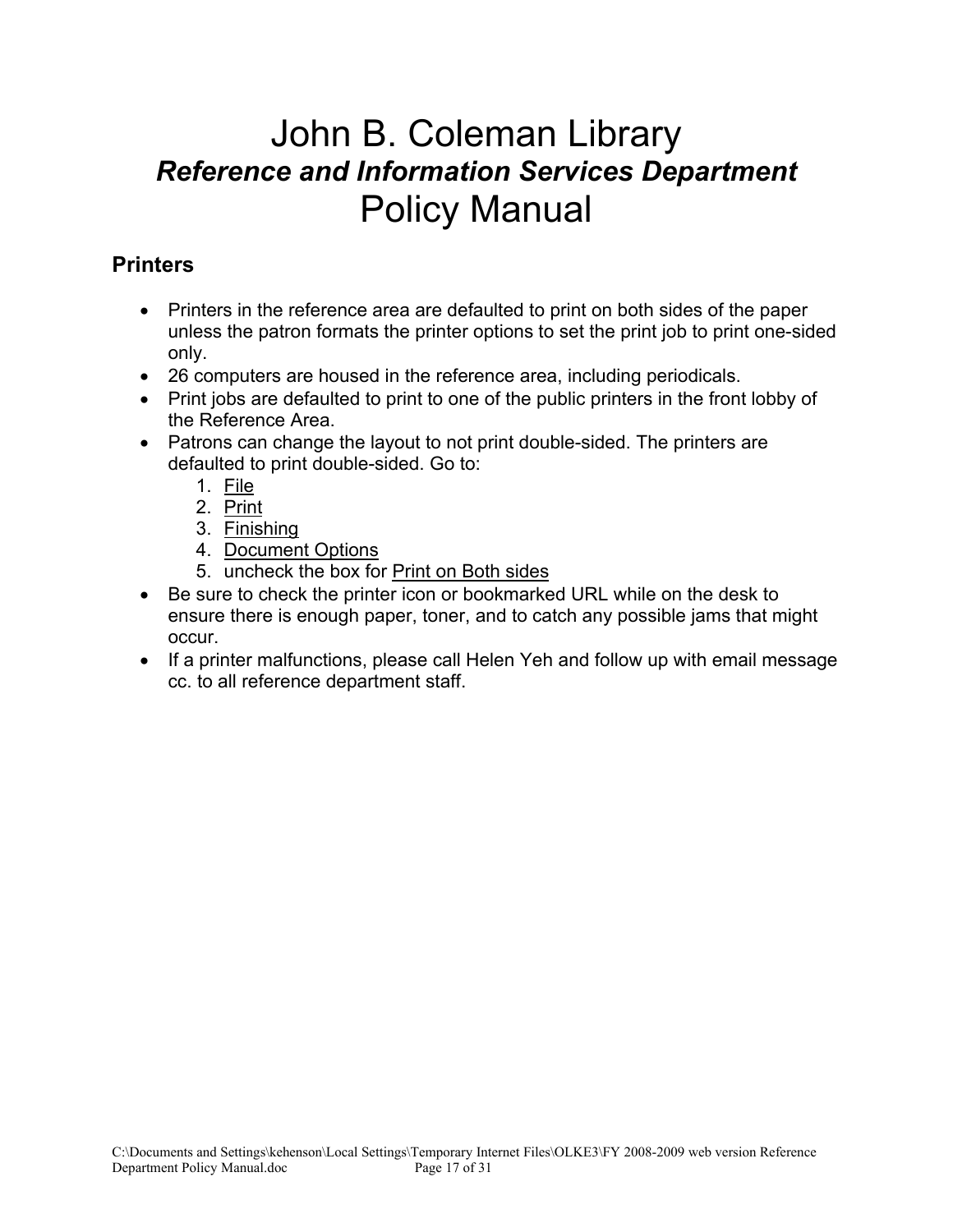# John B. Coleman Library
## *Reference and Information Services Department*
# Policy Manual

### Printers

- Printers in the reference area are defaulted to print on both sides of the paper unless the patron formats the printer options to set the print job to print one-sided only.
- 26 computers are housed in the reference area, including periodicals.
- Print jobs are defaulted to print to one of the public printers in the front lobby of the Reference Area.
- Patrons can change the layout to not print double-sided. The printers are defaulted to print double-sided. Go to:
    1. File
    2. Print
    3. Finishing
    4. Document Options
    5. uncheck the box for Print on Both sides
- Be sure to check the printer icon or bookmarked URL while on the desk to ensure there is enough paper, toner, and to catch any possible jams that might occur.
- If a printer malfunctions, please call Helen Yeh and follow up with email message cc. to all reference department staff.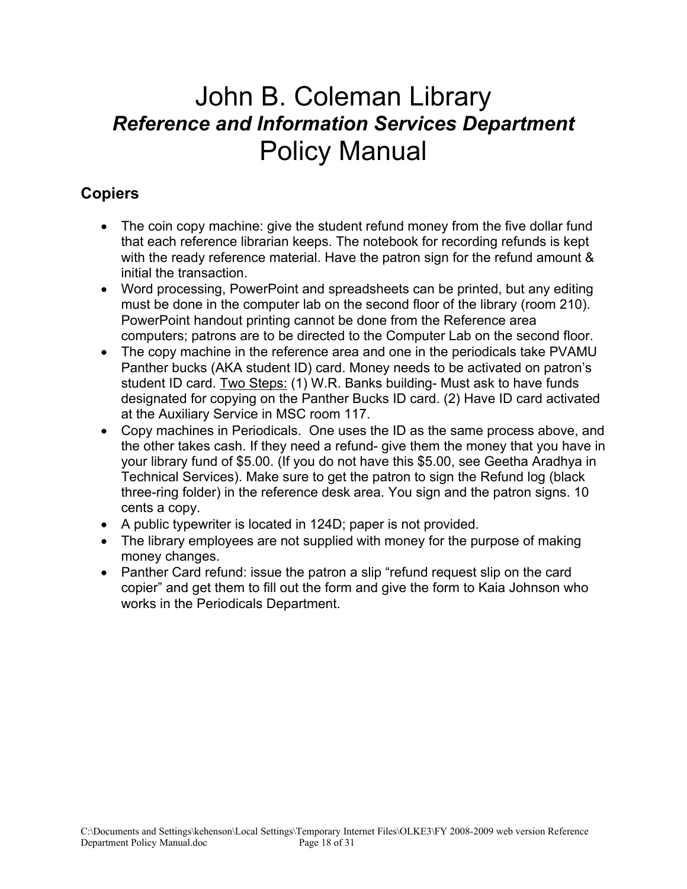# John B. Coleman Library
## *Reference and Information Services Department*
# Policy Manual

## Copiers

- The coin copy machine: give the student refund money from the five dollar fund that each reference librarian keeps. The notebook for recording refunds is kept with the ready reference material. Have the patron sign for the refund amount & initial the transaction.
- Word processing, PowerPoint and spreadsheets can be printed, but any editing must be done in the computer lab on the second floor of the library (room 210). PowerPoint handout printing cannot be done from the Reference area computers; patrons are to be directed to the Computer Lab on the second floor.
- The copy machine in the reference area and one in the periodicals take PVAMU Panther bucks (AKA student ID) card. Money needs to be activated on patron's student ID card. Two Steps: (1) W.R. Banks building- Must ask to have funds designated for copying on the Panther Bucks ID card. (2) Have ID card activated at the Auxiliary Service in MSC room 117.
- Copy machines in Periodicals. One uses the ID as the same process above, and the other takes cash. If they need a refund- give them the money that you have in your library fund of $5.00. (If you do not have this $5.00, see Geetha Aradhya in Technical Services). Make sure to get the patron to sign the Refund log (black three-ring folder) in the reference desk area. You sign and the patron signs. 10 cents a copy.
- A public typewriter is located in 124D; paper is not provided.
- The library employees are not supplied with money for the purpose of making money changes.
- Panther Card refund: issue the patron a slip "refund request slip on the card copier" and get them to fill out the form and give the form to Kaia Johnson who works in the Periodicals Department.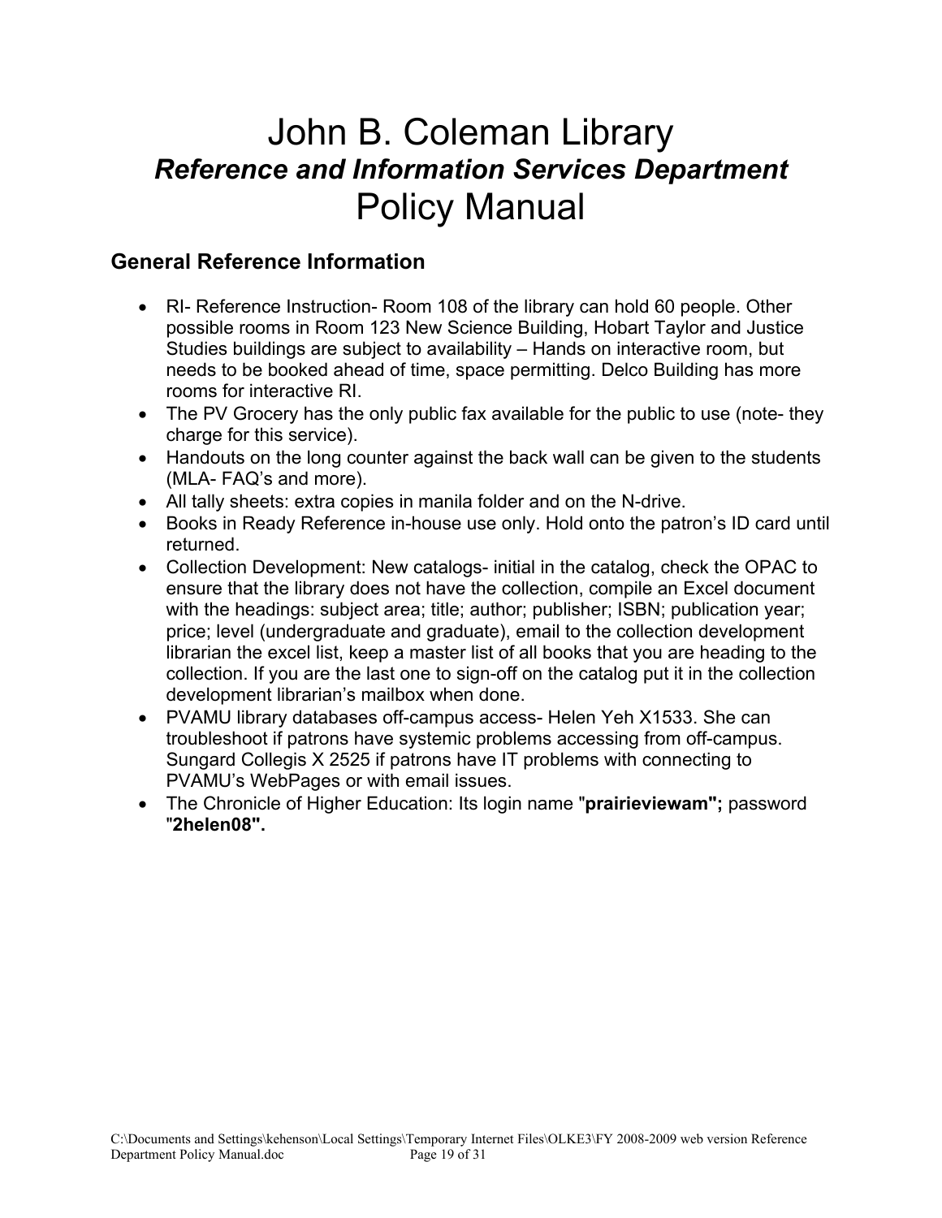# John B. Coleman Library
## *Reference and Information Services Department*
# Policy Manual

## General Reference Information

- RI- Reference Instruction- Room 108 of the library can hold 60 people. Other possible rooms in Room 123 New Science Building, Hobart Taylor and Justice Studies buildings are subject to availability – Hands on interactive room, but needs to be booked ahead of time, space permitting. Delco Building has more rooms for interactive RI.
- The PV Grocery has the only public fax available for the public to use (note- they charge for this service).
- Handouts on the long counter against the back wall can be given to the students (MLA- FAQ's and more).
- All tally sheets: extra copies in manila folder and on the N-drive.
- Books in Ready Reference in-house use only. Hold onto the patron's ID card until returned.
- Collection Development: New catalogs- initial in the catalog, check the OPAC to ensure that the library does not have the collection, compile an Excel document with the headings: subject area; title; author; publisher; ISBN; publication year; price; level (undergraduate and graduate), email to the collection development librarian the excel list, keep a master list of all books that you are heading to the collection. If you are the last one to sign-off on the catalog put it in the collection development librarian's mailbox when done.
- PVAMU library databases off-campus access- Helen Yeh X1533. She can troubleshoot if patrons have systemic problems accessing from off-campus. Sungard Collegis X 2525 if patrons have IT problems with connecting to PVAMU's WebPages or with email issues.
- The Chronicle of Higher Education: Its login name **"prairieviewam";** password **"2helen08".**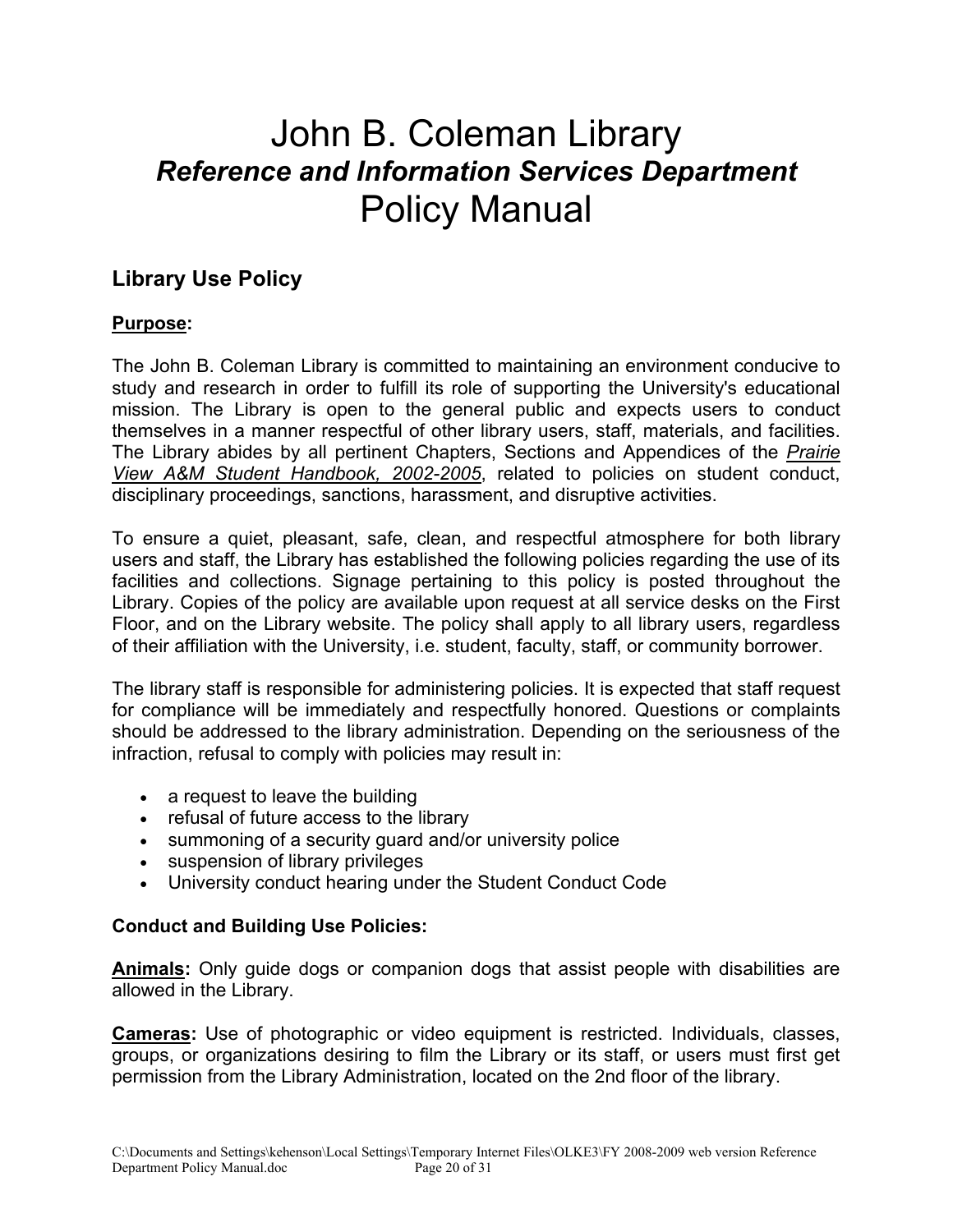# John B. Coleman Library
## *Reference and Information Services Department*
# Policy Manual

## Library Use Policy

**<u>Purpose</u>:**

The John B. Coleman Library is committed to maintaining an environment conducive to study and research in order to fulfill its role of supporting the University's educational mission. The Library is open to the general public and expects users to conduct themselves in a manner respectful of other library users, staff, materials, and facilities. The Library abides by all pertinent Chapters, Sections and Appendices of the *<u>Prairie View A&M Student Handbook, 2002-2005</u>*, related to policies on student conduct, disciplinary proceedings, sanctions, harassment, and disruptive activities.

To ensure a quiet, pleasant, safe, clean, and respectful atmosphere for both library users and staff, the Library has established the following policies regarding the use of its facilities and collections. Signage pertaining to this policy is posted throughout the Library. Copies of the policy are available upon request at all service desks on the First Floor, and on the Library website. The policy shall apply to all library users, regardless of their affiliation with the University, i.e. student, faculty, staff, or community borrower.

The library staff is responsible for administering policies. It is expected that staff request for compliance will be immediately and respectfully honored. Questions or complaints should be addressed to the library administration. Depending on the seriousness of the infraction, refusal to comply with policies may result in:

- a request to leave the building
- refusal of future access to the library
- summoning of a security guard and/or university police
- suspension of library privileges
- University conduct hearing under the Student Conduct Code

**Conduct and Building Use Policies:**

**<u>Animals</u>:** Only guide dogs or companion dogs that assist people with disabilities are allowed in the Library.

**<u>Cameras</u>:** Use of photographic or video equipment is restricted. Individuals, classes, groups, or organizations desiring to film the Library or its staff, or users must first get permission from the Library Administration, located on the 2nd floor of the library.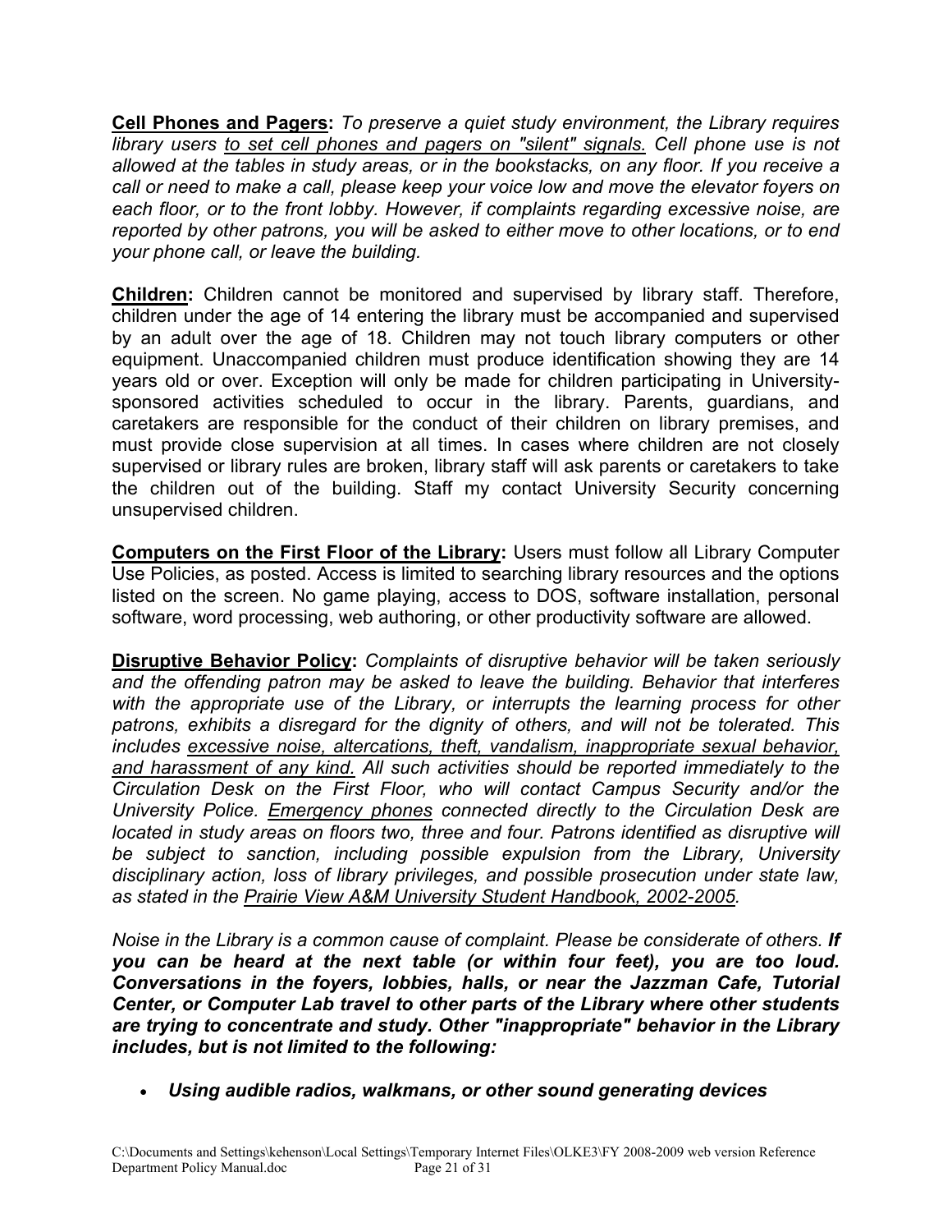**<u>Cell Phones and Pagers</u>:** *To preserve a quiet study environment, the Library requires library users <u>to set cell phones and pagers on "silent" signals.</u> Cell phone use is not allowed at the tables in study areas, or in the bookstacks, on any floor. If you receive a call or need to make a call, please keep your voice low and move the elevator foyers on each floor, or to the front lobby. However, if complaints regarding excessive noise, are reported by other patrons, you will be asked to either move to other locations, or to end your phone call, or leave the building.*

**<u>Children</u>:** Children cannot be monitored and supervised by library staff. Therefore, children under the age of 14 entering the library must be accompanied and supervised by an adult over the age of 18. Children may not touch library computers or other equipment. Unaccompanied children must produce identification showing they are 14 years old or over. Exception will only be made for children participating in University-sponsored activities scheduled to occur in the library. Parents, guardians, and caretakers are responsible for the conduct of their children on library premises, and must provide close supervision at all times. In cases where children are not closely supervised or library rules are broken, library staff will ask parents or caretakers to take the children out of the building. Staff my contact University Security concerning unsupervised children.

**<u>Computers on the First Floor of the Library</u>:** Users must follow all Library Computer Use Policies, as posted. Access is limited to searching library resources and the options listed on the screen. No game playing, access to DOS, software installation, personal software, word processing, web authoring, or other productivity software are allowed.

**<u>Disruptive Behavior Policy</u>:** *Complaints of disruptive behavior will be taken seriously and the offending patron may be asked to leave the building. Behavior that interferes with the appropriate use of the Library, or interrupts the learning process for other patrons, exhibits a disregard for the dignity of others, and will not be tolerated. This includes <u>excessive noise, altercations, theft, vandalism, inappropriate sexual behavior, and harassment of any kind.</u> All such activities should be reported immediately to the Circulation Desk on the First Floor, who will contact Campus Security and/or the University Police. <u>Emergency phones</u> connected directly to the Circulation Desk are located in study areas on floors two, three and four. Patrons identified as disruptive will be subject to sanction, including possible expulsion from the Library, University disciplinary action, loss of library privileges, and possible prosecution under state law, as stated in the <u>Prairie View A&M University Student Handbook, 2002-2005</u>.*

*Noise in the Library is a common cause of complaint. Please be considerate of others.* ***If you can be heard at the next table (or within four feet), you are too loud. Conversations in the foyers, lobbies, halls, or near the Jazzman Cafe, Tutorial Center, or Computer Lab travel to other parts of the Library where other students are trying to concentrate and study. Other "inappropriate" behavior in the Library includes, but is not limited to the following:***

- ***Using audible radios, walkmans, or other sound generating devices***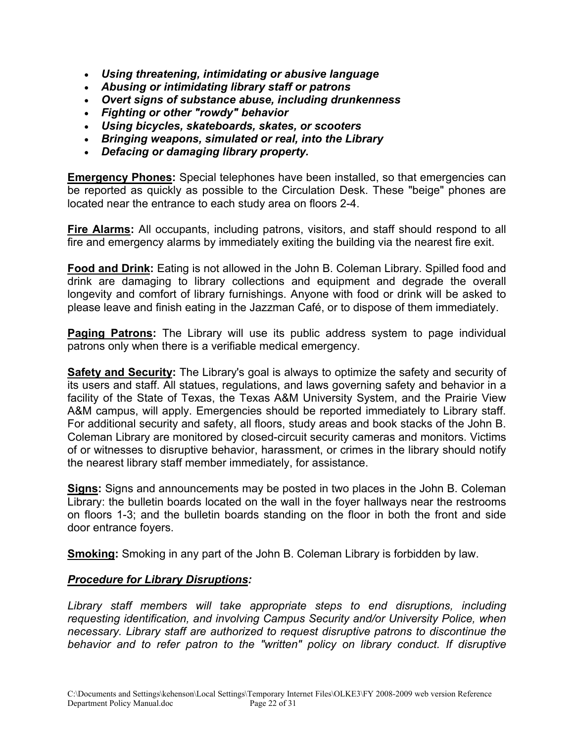- ***Using threatening, intimidating or abusive language***
- ***Abusing or intimidating library staff or patrons***
- ***Overt signs of substance abuse, including drunkenness***
- ***Fighting or other "rowdy" behavior***
- ***Using bicycles, skateboards, skates, or scooters***
- ***Bringing weapons, simulated or real, into the Library***
- ***Defacing or damaging library property.***

**Emergency Phones:** Special telephones have been installed, so that emergencies can be reported as quickly as possible to the Circulation Desk. These "beige" phones are located near the entrance to each study area on floors 2-4.

**Fire Alarms:** All occupants, including patrons, visitors, and staff should respond to all fire and emergency alarms by immediately exiting the building via the nearest fire exit.

**Food and Drink:** Eating is not allowed in the John B. Coleman Library. Spilled food and drink are damaging to library collections and equipment and degrade the overall longevity and comfort of library furnishings. Anyone with food or drink will be asked to please leave and finish eating in the Jazzman Café, or to dispose of them immediately.

**Paging Patrons:** The Library will use its public address system to page individual patrons only when there is a verifiable medical emergency.

**Safety and Security:** The Library's goal is always to optimize the safety and security of its users and staff. All statues, regulations, and laws governing safety and behavior in a facility of the State of Texas, the Texas A&M University System, and the Prairie View A&M campus, will apply. Emergencies should be reported immediately to Library staff. For additional security and safety, all floors, study areas and book stacks of the John B. Coleman Library are monitored by closed-circuit security cameras and monitors. Victims of or witnesses to disruptive behavior, harassment, or crimes in the library should notify the nearest library staff member immediately, for assistance.

**Signs:** Signs and announcements may be posted in two places in the John B. Coleman Library: the bulletin boards located on the wall in the foyer hallways near the restrooms on floors 1-3; and the bulletin boards standing on the floor in both the front and side door entrance foyers.

**Smoking:** Smoking in any part of the John B. Coleman Library is forbidden by law.

***Procedure for Library Disruptions:***

*Library staff members will take appropriate steps to end disruptions, including requesting identification, and involving Campus Security and/or University Police, when necessary. Library staff are authorized to request disruptive patrons to discontinue the behavior and to refer patron to the "written" policy on library conduct. If disruptive*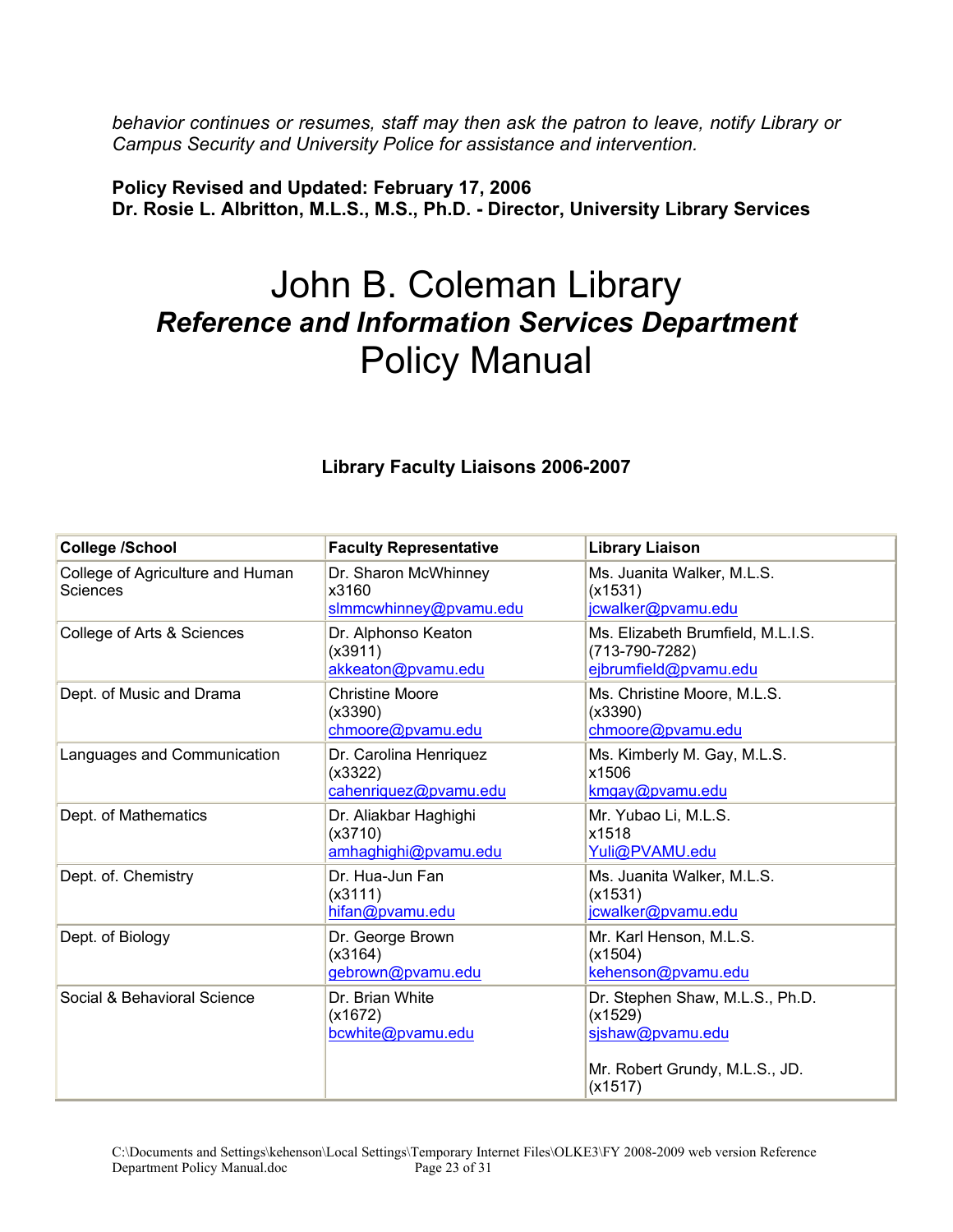*behavior continues or resumes, staff may then ask the patron to leave, notify Library or Campus Security and University Police for assistance and intervention.*

**Policy Revised and Updated: February 17, 2006**
**Dr. Rosie L. Albritton, M.L.S., M.S., Ph.D. - Director, University Library Services**

# John B. Coleman Library
## *Reference and Information Services Department*
# Policy Manual

### Library Faculty Liaisons 2006-2007

| **College /School** | **Faculty Representative** | **Library Liaison** |
|---|---|---|
| College of Agriculture and Human Sciences | Dr. Sharon McWhinney<br>x3160<br>slmmcwhinney@pvamu.edu | Ms. Juanita Walker, M.L.S.<br>(x1531)<br>jcwalker@pvamu.edu |
| College of Arts & Sciences | Dr. Alphonso Keaton<br>(x3911)<br>akkeaton@pvamu.edu | Ms. Elizabeth Brumfield, M.L.I.S.<br>(713-790-7282)<br>ejbrumfield@pvamu.edu |
| Dept. of Music and Drama | Christine Moore<br>(x3390)<br>chmoore@pvamu.edu | Ms. Christine Moore, M.L.S.<br>(x3390)<br>chmoore@pvamu.edu |
| Languages and Communication | Dr. Carolina Henriquez<br>(x3322)<br>cahenriquez@pvamu.edu | Ms. Kimberly M. Gay, M.L.S.<br>x1506<br>kmgay@pvamu.edu |
| Dept. of Mathematics | Dr. Aliakbar Haghighi<br>(x3710)<br>amhaghighi@pvamu.edu | Mr. Yubao Li, M.L.S.<br>x1518<br>Yuli@PVAMU.edu |
| Dept. of. Chemistry | Dr. Hua-Jun Fan<br>(x3111)<br>hifan@pvamu.edu | Ms. Juanita Walker, M.L.S.<br>(x1531)<br>jcwalker@pvamu.edu |
| Dept. of Biology | Dr. George Brown<br>(x3164)<br>gebrown@pvamu.edu | Mr. Karl Henson, M.L.S.<br>(x1504)<br>kehenson@pvamu.edu |
| Social & Behavioral Science | Dr. Brian White<br>(x1672)<br>bcwhite@pvamu.edu | Dr. Stephen Shaw, M.L.S., Ph.D.<br>(x1529)<br>sjshaw@pvamu.edu<br><br>Mr. Robert Grundy, M.L.S., JD.<br>(x1517) |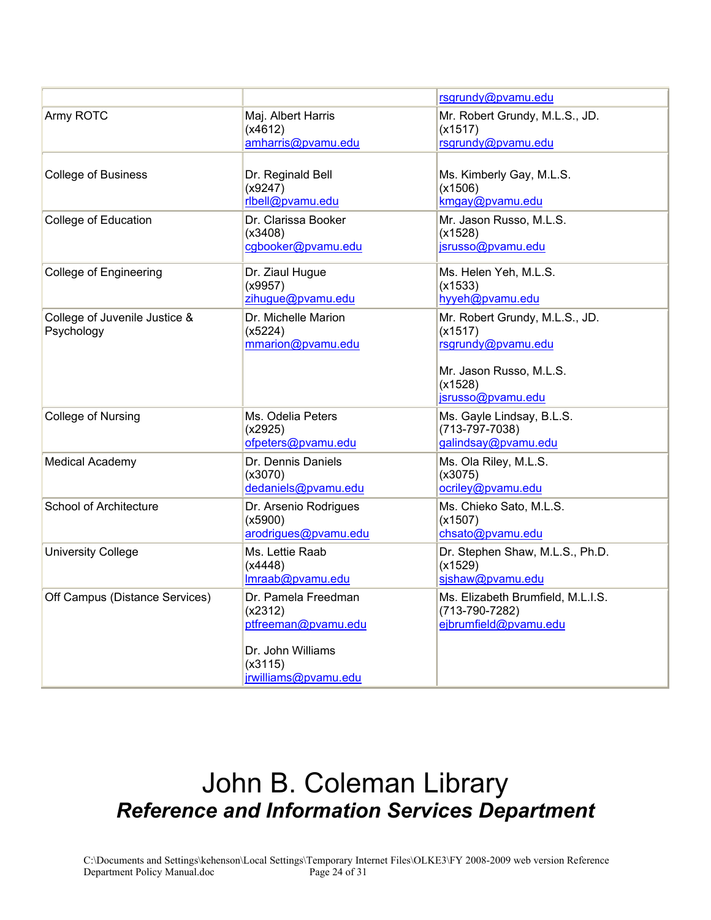| | | |
|---|---|---|
| | | rsgrundy@pvamu.edu |
| Army ROTC | Maj. Albert Harris<br>(x4612)<br>amharris@pvamu.edu | Mr. Robert Grundy, M.L.S., JD.<br>(x1517)<br>rsgrundy@pvamu.edu |
| College of Business | Dr. Reginald Bell<br>(x9247)<br>rlbell@pvamu.edu | Ms. Kimberly Gay, M.L.S.<br>(x1506)<br>kmgay@pvamu.edu |
| College of Education | Dr. Clarissa Booker<br>(x3408)<br>cgbooker@pvamu.edu | Mr. Jason Russo, M.L.S.<br>(x1528)<br>jsrusso@pvamu.edu |
| College of Engineering | Dr. Ziaul Hugue<br>(x9957)<br>zihugue@pvamu.edu | Ms. Helen Yeh, M.L.S.<br>(x1533)<br>hyyeh@pvamu.edu |
| College of Juvenile Justice & Psychology | Dr. Michelle Marion<br>(x5224)<br>mmarion@pvamu.edu | Mr. Robert Grundy, M.L.S., JD.<br>(x1517)<br>rsgrundy@pvamu.edu<br><br>Mr. Jason Russo, M.L.S.<br>(x1528)<br>jsrusso@pvamu.edu |
| College of Nursing | Ms. Odelia Peters<br>(x2925)<br>ofpeters@pvamu.edu | Ms. Gayle Lindsay, B.L.S.<br>(713-797-7038)<br>galindsay@pvamu.edu |
| Medical Academy | Dr. Dennis Daniels<br>(x3070)<br>dedaniels@pvamu.edu | Ms. Ola Riley, M.L.S.<br>(x3075)<br>ocriley@pvamu.edu |
| School of Architecture | Dr. Arsenio Rodrigues<br>(x5900)<br>arodrigues@pvamu.edu | Ms. Chieko Sato, M.L.S.<br>(x1507)<br>chsato@pvamu.edu |
| University College | Ms. Lettie Raab<br>(x4448)<br>lmraab@pvamu.edu | Dr. Stephen Shaw, M.L.S., Ph.D.<br>(x1529)<br>sjshaw@pvamu.edu |
| Off Campus (Distance Services) | Dr. Pamela Freedman<br>(x2312)<br>ptfreeman@pvamu.edu<br><br>Dr. John Williams<br>(x3115)<br>jrwilliams@pvamu.edu | Ms. Elizabeth Brumfield, M.L.I.S.<br>(713-790-7282)<br>ejbrumfield@pvamu.edu |

# John B. Coleman Library

## *Reference and Information Services Department*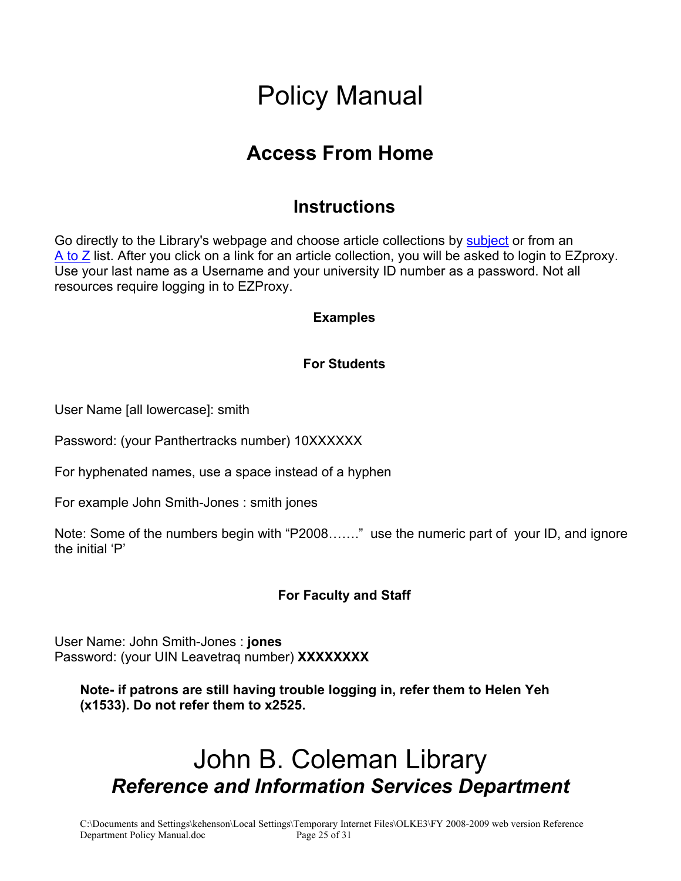# Policy Manual

## Access From Home

### Instructions

Go directly to the Library's webpage and choose article collections by subject or from an A to Z list. After you click on a link for an article collection, you will be asked to login to EZproxy. Use your last name as a Username and your university ID number as a password. Not all resources require logging in to EZProxy.

**Examples**

**For Students**

User Name [all lowercase]: smith

Password: (your Panthertracks number) 10XXXXXX

For hyphenated names, use a space instead of a hyphen

For example John Smith-Jones : smith jones

Note: Some of the numbers begin with "P2008……." use the numeric part of your ID, and ignore the initial 'P'

**For Faculty and Staff**

User Name: John Smith-Jones : **jones**
Password: (your UIN Leavetraq number) **XXXXXXXX**

**Note- if patrons are still having trouble logging in, refer them to Helen Yeh (x1533). Do not refer them to x2525.**

# John B. Coleman Library
***Reference and Information Services Department***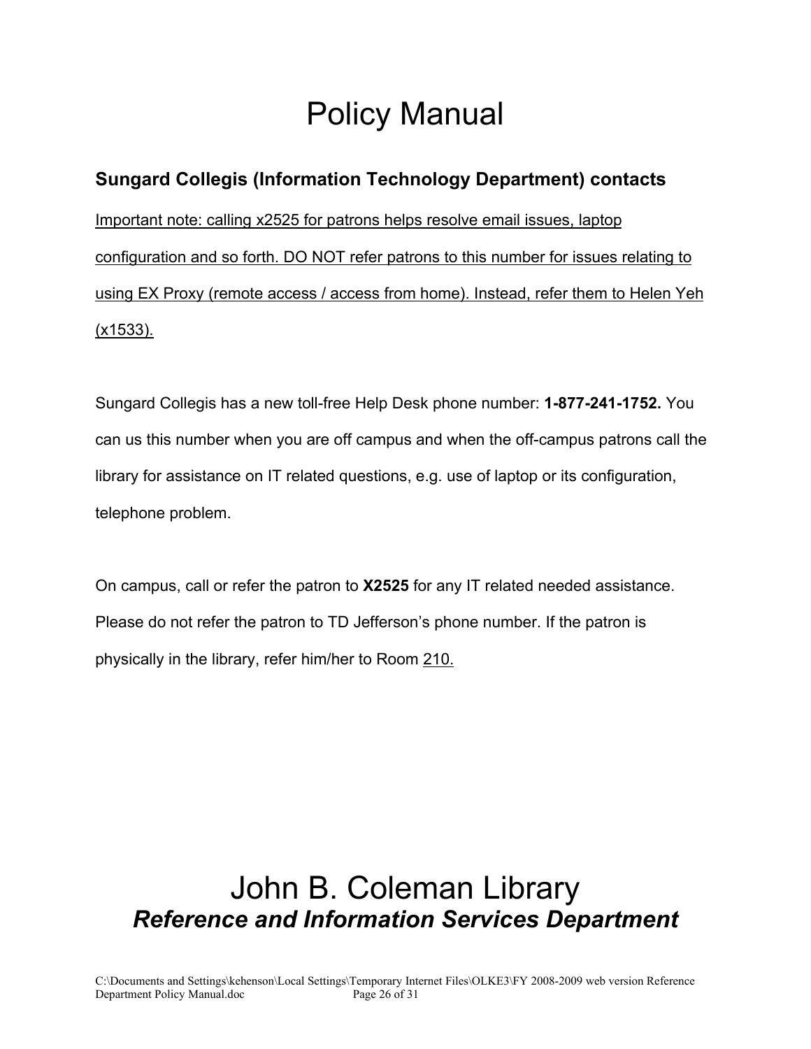## Sungard Collegis (Information Technology Department) contacts

<u>Important note: calling x2525 for patrons helps resolve email issues, laptop configuration and so forth. DO NOT refer patrons to this number for issues relating to using EX Proxy (remote access / access from home). Instead, refer them to Helen Yeh (x1533).</u>

Sungard Collegis has a new toll-free Help Desk phone number: **1-877-241-1752.** You can us this number when you are off campus and when the off-campus patrons call the library for assistance on IT related questions, e.g. use of laptop or its configuration, telephone problem.

On campus, call or refer the patron to **X2525** for any IT related needed assistance. Please do not refer the patron to TD Jefferson's phone number. If the patron is physically in the library, refer him/her to Room <u>210.</u>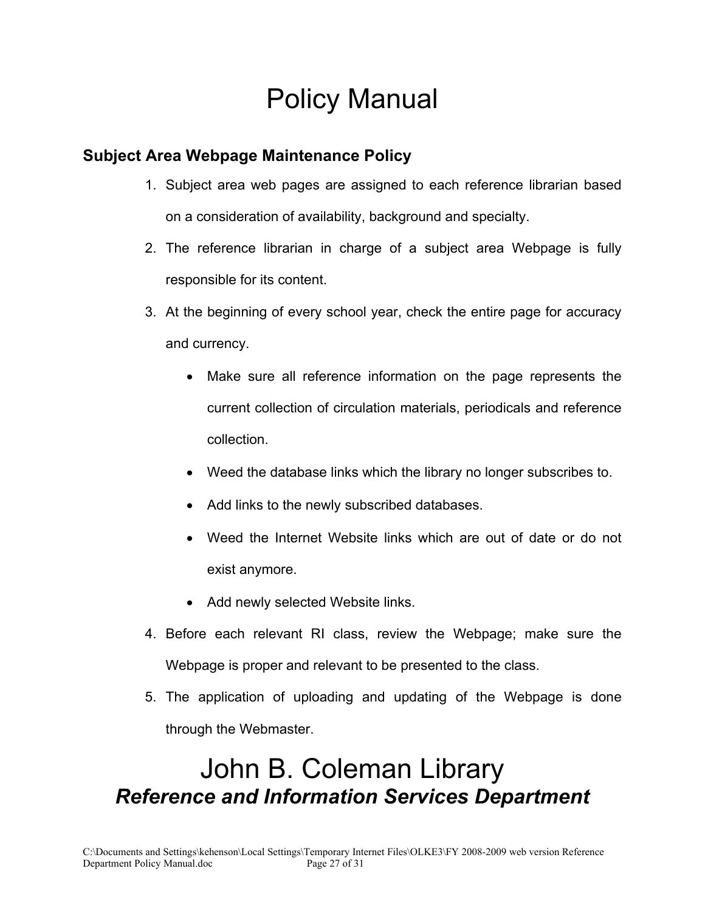# Policy Manual

## Subject Area Webpage Maintenance Policy

1. Subject area web pages are assigned to each reference librarian based on a consideration of availability, background and specialty.
2. The reference librarian in charge of a subject area Webpage is fully responsible for its content.
3. At the beginning of every school year, check the entire page for accuracy and currency.
    - Make sure all reference information on the page represents the current collection of circulation materials, periodicals and reference collection.
    - Weed the database links which the library no longer subscribes to.
    - Add links to the newly subscribed databases.
    - Weed the Internet Website links which are out of date or do not exist anymore.
    - Add newly selected Website links.
4. Before each relevant RI class, review the Webpage; make sure the Webpage is proper and relevant to be presented to the class.
5. The application of uploading and updating of the Webpage is done through the Webmaster.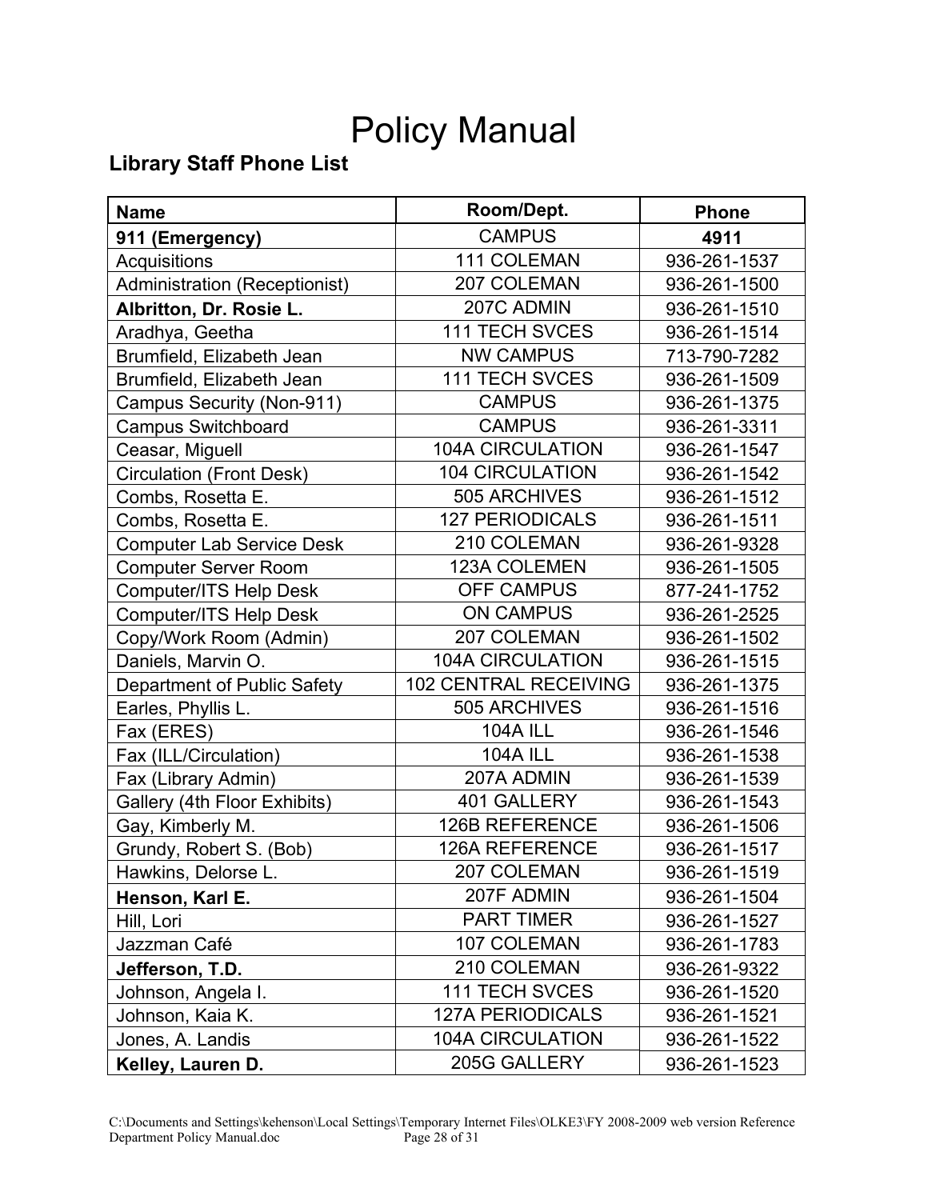# Policy Manual

## Library Staff Phone List

| Name | Room/Dept. | Phone |
|---|---|---|
| **911 (Emergency)** | CAMPUS | **4911** |
| Acquisitions | 111 COLEMAN | 936-261-1537 |
| Administration (Receptionist) | 207 COLEMAN | 936-261-1500 |
| **Albritton, Dr. Rosie L.** | 207C ADMIN | 936-261-1510 |
| Aradhya, Geetha | 111 TECH SVCES | 936-261-1514 |
| Brumfield, Elizabeth Jean | NW CAMPUS | 713-790-7282 |
| Brumfield, Elizabeth Jean | 111 TECH SVCES | 936-261-1509 |
| Campus Security (Non-911) | CAMPUS | 936-261-1375 |
| Campus Switchboard | CAMPUS | 936-261-3311 |
| Ceasar, Miguell | 104A CIRCULATION | 936-261-1547 |
| Circulation (Front Desk) | 104 CIRCULATION | 936-261-1542 |
| Combs, Rosetta E. | 505 ARCHIVES | 936-261-1512 |
| Combs, Rosetta E. | 127 PERIODICALS | 936-261-1511 |
| Computer Lab Service Desk | 210 COLEMAN | 936-261-9328 |
| Computer Server Room | 123A COLEMEN | 936-261-1505 |
| Computer/ITS Help Desk | OFF CAMPUS | 877-241-1752 |
| Computer/ITS Help Desk | ON CAMPUS | 936-261-2525 |
| Copy/Work Room (Admin) | 207 COLEMAN | 936-261-1502 |
| Daniels, Marvin O. | 104A CIRCULATION | 936-261-1515 |
| Department of Public Safety | 102 CENTRAL RECEIVING | 936-261-1375 |
| Earles, Phyllis L. | 505 ARCHIVES | 936-261-1516 |
| Fax (ERES) | 104A ILL | 936-261-1546 |
| Fax (ILL/Circulation) | 104A ILL | 936-261-1538 |
| Fax (Library Admin) | 207A ADMIN | 936-261-1539 |
| Gallery (4th Floor Exhibits) | 401 GALLERY | 936-261-1543 |
| Gay, Kimberly M. | 126B REFERENCE | 936-261-1506 |
| Grundy, Robert S. (Bob) | 126A REFERENCE | 936-261-1517 |
| Hawkins, Delorse L. | 207 COLEMAN | 936-261-1519 |
| **Henson, Karl E.** | 207F ADMIN | 936-261-1504 |
| Hill, Lori | PART TIMER | 936-261-1527 |
| Jazzman Café | 107 COLEMAN | 936-261-1783 |
| **Jefferson, T.D.** | 210 COLEMAN | 936-261-9322 |
| Johnson, Angela I. | 111 TECH SVCES | 936-261-1520 |
| Johnson, Kaia K. | 127A PERIODICALS | 936-261-1521 |
| Jones, A. Landis | 104A CIRCULATION | 936-261-1522 |
| **Kelley, Lauren D.** | 205G GALLERY | 936-261-1523 |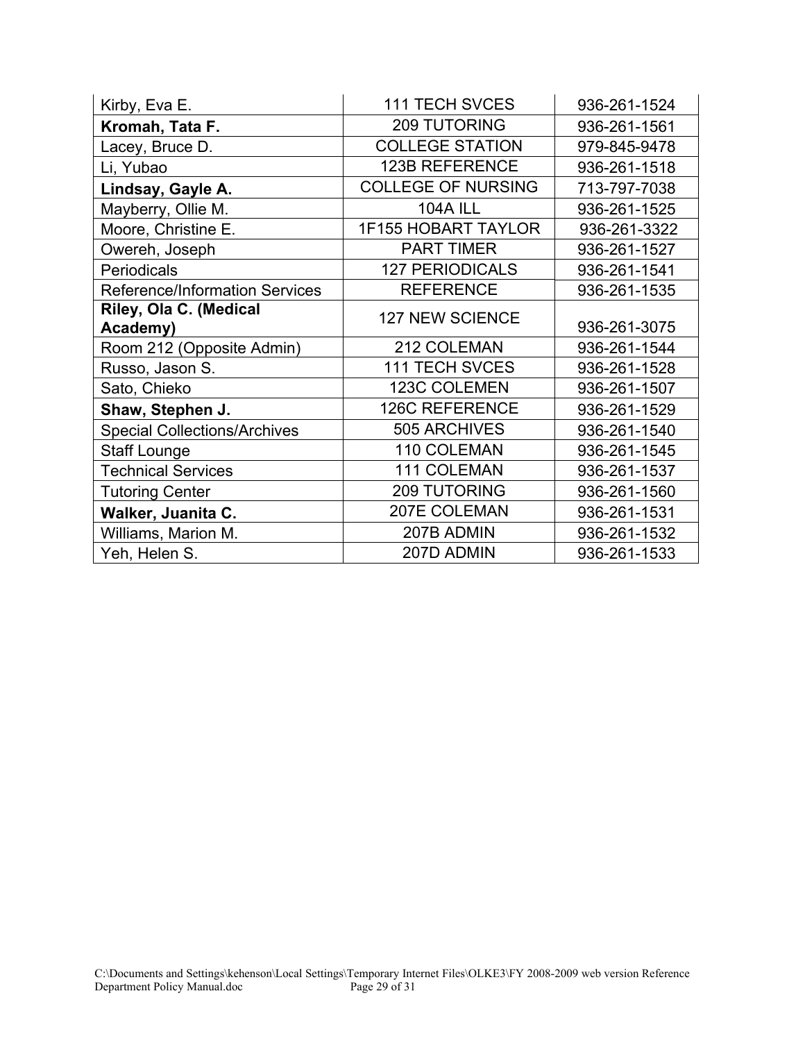| Kirby, Eva E. | 111 TECH SVCES | 936-261-1524 |
|---|---|---|
| **Kromah, Tata F.** | 209 TUTORING | 936-261-1561 |
| Lacey, Bruce D. | COLLEGE STATION | 979-845-9478 |
| Li, Yubao | 123B REFERENCE | 936-261-1518 |
| **Lindsay, Gayle A.** | COLLEGE OF NURSING | 713-797-7038 |
| Mayberry, Ollie M. | 104A ILL | 936-261-1525 |
| Moore, Christine E. | 1F155 HOBART TAYLOR | 936-261-3322 |
| Owereh, Joseph | PART TIMER | 936-261-1527 |
| Periodicals | 127 PERIODICALS | 936-261-1541 |
| Reference/Information Services | REFERENCE | 936-261-1535 |
| **Riley, Ola C. (Medical Academy)** | 127 NEW SCIENCE | 936-261-3075 |
| Room 212 (Opposite Admin) | 212 COLEMAN | 936-261-1544 |
| Russo, Jason S. | 111 TECH SVCES | 936-261-1528 |
| Sato, Chieko | 123C COLEMEN | 936-261-1507 |
| **Shaw, Stephen J.** | 126C REFERENCE | 936-261-1529 |
| Special Collections/Archives | 505 ARCHIVES | 936-261-1540 |
| Staff Lounge | 110 COLEMAN | 936-261-1545 |
| Technical Services | 111 COLEMAN | 936-261-1537 |
| Tutoring Center | 209 TUTORING | 936-261-1560 |
| **Walker, Juanita C.** | 207E COLEMAN | 936-261-1531 |
| Williams, Marion M. | 207B ADMIN | 936-261-1532 |
| Yeh, Helen S. | 207D ADMIN | 936-261-1533 |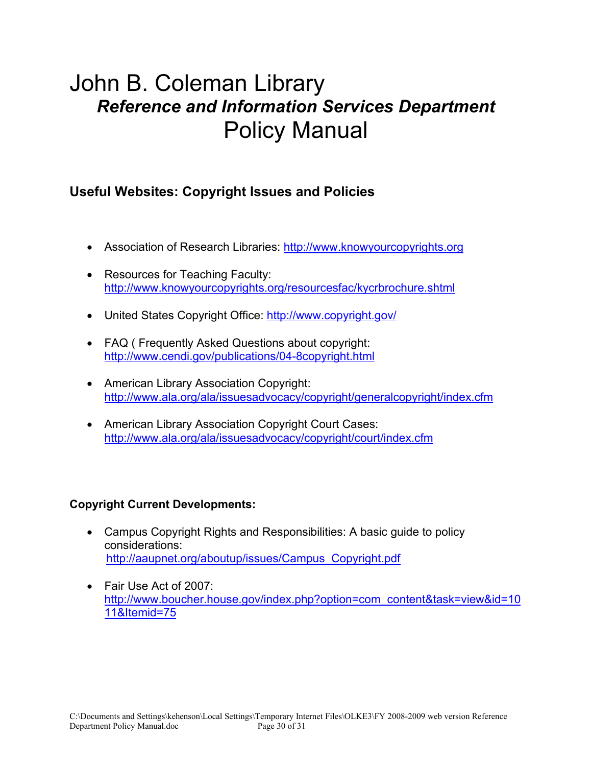# John B. Coleman Library

## *Reference and Information Services Department*

## Policy Manual

### Useful Websites: Copyright Issues and Policies

- Association of Research Libraries: http://www.knowyourcopyrights.org
- Resources for Teaching Faculty: http://www.knowyourcopyrights.org/resourcesfac/kycrbrochure.shtml
- United States Copyright Office: http://www.copyright.gov/
- FAQ ( Frequently Asked Questions about copyright: http://www.cendi.gov/publications/04-8copyright.html
- American Library Association Copyright: http://www.ala.org/ala/issuesadvocacy/copyright/generalcopyright/index.cfm
- American Library Association Copyright Court Cases: http://www.ala.org/ala/issuesadvocacy/copyright/court/index.cfm

### Copyright Current Developments:

- Campus Copyright Rights and Responsibilities: A basic guide to policy considerations: http://aaupnet.org/aboutup/issues/Campus_Copyright.pdf
- Fair Use Act of 2007: http://www.boucher.house.gov/index.php?option=com_content&task=view&id=1011&Itemid=75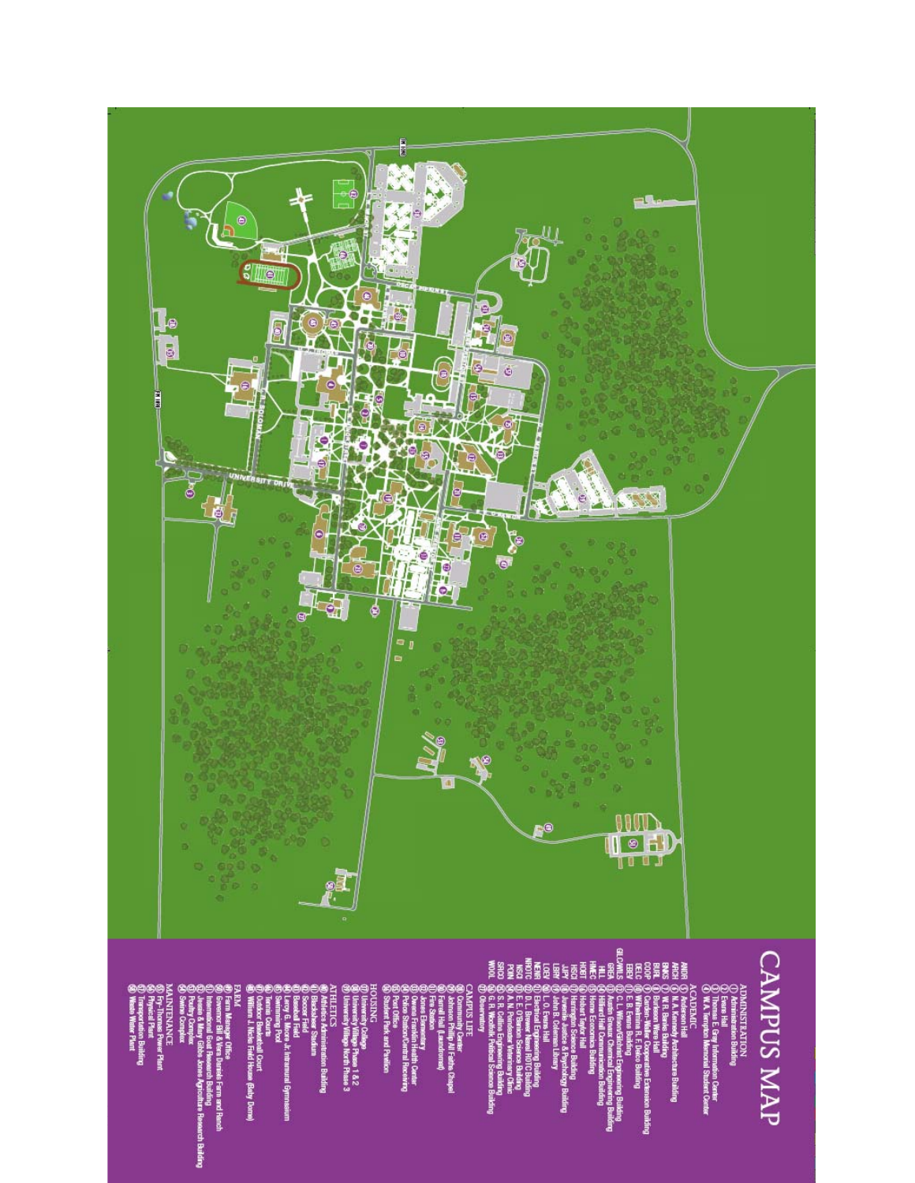# CAMPUS MAP

ADMINISTRATION
1 Administration Building
2 Evans Hall
3 Thomas E. Gray Information Center
4 W.A. Tarrow Memorial Student Center

ACADEMIC
AHBR 5 Anderson Hall
ARCH 6 N. A. Kennedy Architecture Building
BNKS 7 W. R. Banks Building
BURL 8 Burleson Wells Hall
COOP 9 Cooperative Extension Building
DELC 10 Wilhelmina R. F. Delco Building
EEBV 11 E. E. O'Banion Building
GLCHMLS 12 C. L. Wilson/Gilchrist Engineering Building
GREA 13 Austin Greaux Chemical Engineering Building
HILL 14 Hilliard Hall Communication Building
HMEC 15 Home Economics Building
HOBT 16 Hobart Taylor Hall
HRSC 17 Harrington Science Building
JJPY 18 Juvenile Justice & Psychology Building
LBRY 19 John B. Coleman Library
LOEV 20 L. O. Evans Hall
NENR 21 Electrical Engineering Building
NROTC 22 E. E. Brewer Naval ROTC Building
PORN 23 A. N. Poindexter Veterinary Clinic
SRCO 24 S. R. Collins Engineering Building
WOOL 25 G. R. Woolfolk Political Science Building
27 Observatory

CAMPUS LIFE
28 Community Center
29 Johnson Phillip All Faiths Chapel
30 Farrell Hall (Laundromat)
31 Fire Station
32 Jones Elementary
33 Owens Franklin Health Center
34 Police Station/Central Receiving
35 Post Office
36 Student Park and Pavilion

HOUSING
37 University College
38 University Village Phase 1 & 2
39 University Village North Phase 3

ATHLETICS
40 Athletics Administration Building
41 Blackshear Stadium
42 Soccer Field
43 Baseball Field
44 Leroy G. Moore, Jr. Intramural Gymnasium
45 Swimming Pool
46 Tennis Courts
47 Outdoor Basketball Court
48 William J. Nicks Field House (Baby Dome)

FARM
49 Farm Manager Office
50 Governor Bill & Vara Daniels Farm and Ranch
51 International Goat Research Building
52 Jesse & Mary Gibbs Jones Agriculture Research Building
53 Poultry Complex
54 Swine Complex

MAINTENANCE
55 Fry-Thomas Power Plant
56 Physical Plant
57 Transportation Building
58 Waste Water Plant